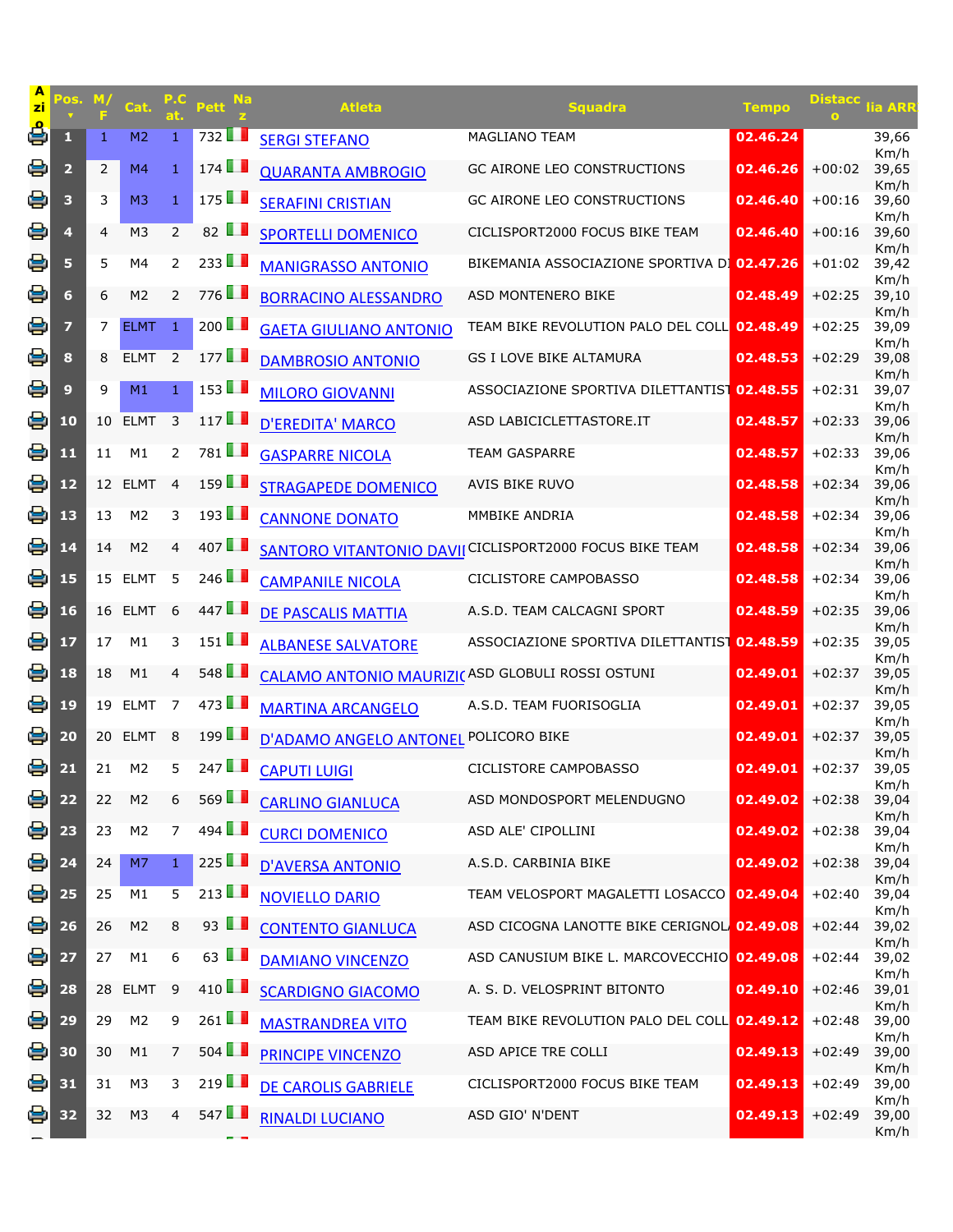| Azio | Pos. | M/F | Cat. | P.Cat. | Pett | Naz | Atleta | Squadra | Tempo | Distacco | lia ARR |
|---|---|---|---|---|---|---|---|---|---|---|---|
| | 1 | 1 | M2 | 1 | 732 | | SERGI STEFANO | MAGLIANO TEAM | 02.46.24 | | 39,66 Km/h |
| | 2 | 2 | M4 | 1 | 174 | | QUARANTA AMBROGIO | GC AIRONE LEO CONSTRUCTIONS | 02.46.26 | +00:02 | 39,65 Km/h |
| | 3 | 3 | M3 | 1 | 175 | | SERAFINI CRISTIAN | GC AIRONE LEO CONSTRUCTIONS | 02.46.40 | +00:16 | 39,60 Km/h |
| | 4 | 4 | M3 | 2 | 82 | | SPORTELLI DOMENICO | CICLISPORT2000 FOCUS BIKE TEAM | 02.46.40 | +00:16 | 39,60 Km/h |
| | 5 | 5 | M4 | 2 | 233 | | MANIGRASSO ANTONIO | BIKEMANIA ASSOCIAZIONE SPORTIVA DI | 02.47.26 | +01:02 | 39,42 Km/h |
| | 6 | 6 | M2 | 2 | 776 | | BORRACINO ALESSANDRO | ASD MONTENERO BIKE | 02.48.49 | +02:25 | 39,10 Km/h |
| | 7 | 7 | ELMT | 1 | 200 | | GAETA GIULIANO ANTONIO | TEAM BIKE REVOLUTION PALO DEL COLL | 02.48.49 | +02:25 | 39,09 Km/h |
| | 8 | 8 | ELMT | 2 | 177 | | DAMBROSIO ANTONIO | GS I LOVE BIKE ALTAMURA | 02.48.53 | +02:29 | 39,08 Km/h |
| | 9 | 9 | M1 | 1 | 153 | | MILORO GIOVANNI | ASSOCIAZIONE SPORTIVA DILETTANTIST | 02.48.55 | +02:31 | 39,07 Km/h |
| | 10 | 10 | ELMT | 3 | 117 | | D'EREDITA' MARCO | ASD LABICICLETTASTORE.IT | 02.48.57 | +02:33 | 39,06 Km/h |
| | 11 | 11 | M1 | 2 | 781 | | GASPARRE NICOLA | TEAM GASPARRE | 02.48.57 | +02:33 | 39,06 Km/h |
| | 12 | 12 | ELMT | 4 | 159 | | STRAGAPEDE DOMENICO | AVIS BIKE RUVO | 02.48.58 | +02:34 | 39,06 Km/h |
| | 13 | 13 | M2 | 3 | 193 | | CANNONE DONATO | MMBIKE ANDRIA | 02.48.58 | +02:34 | 39,06 Km/h |
| | 14 | 14 | M2 | 4 | 407 | | SANTORO VITANTONIO DAVII | CICLISPORT2000 FOCUS BIKE TEAM | 02.48.58 | +02:34 | 39,06 Km/h |
| | 15 | 15 | ELMT | 5 | 246 | | CAMPANILE NICOLA | CICLISTORE CAMPOBASSO | 02.48.58 | +02:34 | 39,06 Km/h |
| | 16 | 16 | ELMT | 6 | 447 | | DE PASCALIS MATTIA | A.S.D. TEAM CALCAGNI SPORT | 02.48.59 | +02:35 | 39,06 Km/h |
| | 17 | 17 | M1 | 3 | 151 | | ALBANESE SALVATORE | ASSOCIAZIONE SPORTIVA DILETTANTIST | 02.48.59 | +02:35 | 39,05 Km/h |
| | 18 | 18 | M1 | 4 | 548 | | CALAMO ANTONIO MAURIZIC | ASD GLOBULI ROSSI OSTUNI | 02.49.01 | +02:37 | 39,05 Km/h |
| | 19 | 19 | ELMT | 7 | 473 | | MARTINA ARCANGELO | A.S.D. TEAM FUORISOGLIA | 02.49.01 | +02:37 | 39,05 Km/h |
| | 20 | 20 | ELMT | 8 | 199 | | D'ADAMO ANGELO ANTONEL | POLICORO BIKE | 02.49.01 | +02:37 | 39,05 Km/h |
| | 21 | 21 | M2 | 5 | 247 | | CAPUTI LUIGI | CICLISTORE CAMPOBASSO | 02.49.01 | +02:37 | 39,05 Km/h |
| | 22 | 22 | M2 | 6 | 569 | | CARLINO GIANLUCA | ASD MONDOSPORT MELENDUGNO | 02.49.02 | +02:38 | 39,04 Km/h |
| | 23 | 23 | M2 | 7 | 494 | | CURCI DOMENICO | ASD ALE' CIPOLLINI | 02.49.02 | +02:38 | 39,04 Km/h |
| | 24 | 24 | M7 | 1 | 225 | | D'AVERSA ANTONIO | A.S.D. CARBINIA BIKE | 02.49.02 | +02:38 | 39,04 Km/h |
| | 25 | 25 | M1 | 5 | 213 | | NOVIELLO DARIO | TEAM VELOSPORT MAGALETTI LOSACCO | 02.49.04 | +02:40 | 39,04 Km/h |
| | 26 | 26 | M2 | 8 | 93 | | CONTENTO GIANLUCA | ASD CICOGNA LANOTTE BIKE CERIGNOL/ | 02.49.08 | +02:44 | 39,02 Km/h |
| | 27 | 27 | M1 | 6 | 63 | | DAMIANO VINCENZO | ASD CANUSIUM BIKE L. MARCOVECCHIO | 02.49.08 | +02:44 | 39,02 Km/h |
| | 28 | 28 | ELMT | 9 | 410 | | SCARDIGNO GIACOMO | A. S. D. VELOSPRINT BITONTO | 02.49.10 | +02:46 | 39,01 Km/h |
| | 29 | 29 | M2 | 9 | 261 | | MASTRANDREA VITO | TEAM BIKE REVOLUTION PALO DEL COLL | 02.49.12 | +02:48 | 39,00 Km/h |
| | 30 | 30 | M1 | 7 | 504 | | PRINCIPE VINCENZO | ASD APICE TRE COLLI | 02.49.13 | +02:49 | 39,00 Km/h |
| | 31 | 31 | M3 | 3 | 219 | | DE CAROLIS GABRIELE | CICLISPORT2000 FOCUS BIKE TEAM | 02.49.13 | +02:49 | 39,00 Km/h |
| | 32 | 32 | M3 | 4 | 547 | | RINALDI LUCIANO | ASD GIO' N'DENT | 02.49.13 | +02:49 | 39,00 Km/h |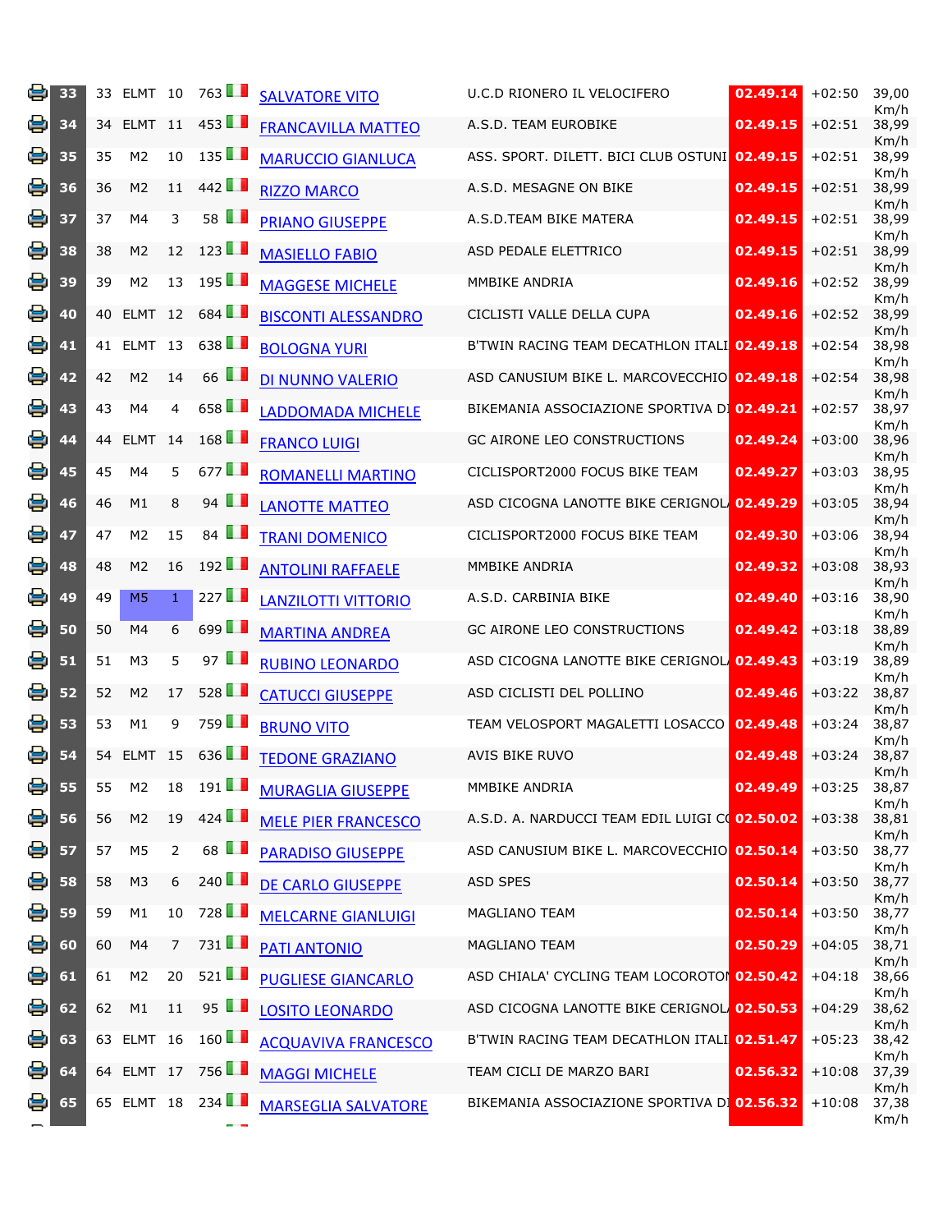| | | | | | | | | | |
|---|---|---|---|---|---|---|---|---|---|
| 33 | 33 | ELMT | 10 | 763 | SALVATORE VITO | U.C.D RIONERO IL VELOCIFERO | 02.49.14 | +02:50 | 39,00 Km/h |
| 34 | 34 | ELMT | 11 | 453 | FRANCAVILLA MATTEO | A.S.D. TEAM EUROBIKE | 02.49.15 | +02:51 | 38,99 Km/h |
| 35 | 35 | M2 | 10 | 135 | MARUCCIO GIANLUCA | ASS. SPORT. DILETT. BICI CLUB OSTUNI | 02.49.15 | +02:51 | 38,99 Km/h |
| 36 | 36 | M2 | 11 | 442 | RIZZO MARCO | A.S.D. MESAGNE ON BIKE | 02.49.15 | +02:51 | 38,99 Km/h |
| 37 | 37 | M4 | 3 | 58 | PRIANO GIUSEPPE | A.S.D.TEAM BIKE MATERA | 02.49.15 | +02:51 | 38,99 Km/h |
| 38 | 38 | M2 | 12 | 123 | MASIELLO FABIO | ASD PEDALE ELETTRICO | 02.49.15 | +02:51 | 38,99 Km/h |
| 39 | 39 | M2 | 13 | 195 | MAGGESE MICHELE | MMBIKE ANDRIA | 02.49.16 | +02:52 | 38,99 Km/h |
| 40 | 40 | ELMT | 12 | 684 | BISCONTI ALESSANDRO | CICLISTI VALLE DELLA CUPA | 02.49.16 | +02:52 | 38,99 Km/h |
| 41 | 41 | ELMT | 13 | 638 | BOLOGNA YURI | B'TWIN RACING TEAM DECATHLON ITALI | 02.49.18 | +02:54 | 38,98 Km/h |
| 42 | 42 | M2 | 14 | 66 | DI NUNNO VALERIO | ASD CANUSIUM BIKE L. MARCOVECCHIO | 02.49.18 | +02:54 | 38,98 Km/h |
| 43 | 43 | M4 | 4 | 658 | LADDOMADA MICHELE | BIKEMANIA ASSOCIAZIONE SPORTIVA DI | 02.49.21 | +02:57 | 38,97 Km/h |
| 44 | 44 | ELMT | 14 | 168 | FRANCO LUIGI | GC AIRONE LEO CONSTRUCTIONS | 02.49.24 | +03:00 | 38,96 Km/h |
| 45 | 45 | M4 | 5 | 677 | ROMANELLI MARTINO | CICLISPORT2000 FOCUS BIKE TEAM | 02.49.27 | +03:03 | 38,95 Km/h |
| 46 | 46 | M1 | 8 | 94 | LANOTTE MATTEO | ASD CICOGNA LANOTTE BIKE CERIGNOLA | 02.49.29 | +03:05 | 38,94 Km/h |
| 47 | 47 | M2 | 15 | 84 | TRANI DOMENICO | CICLISPORT2000 FOCUS BIKE TEAM | 02.49.30 | +03:06 | 38,94 Km/h |
| 48 | 48 | M2 | 16 | 192 | ANTOLINI RAFFAELE | MMBIKE ANDRIA | 02.49.32 | +03:08 | 38,93 Km/h |
| 49 | 49 | M5 | 1 | 227 | LANZILOTTI VITTORIO | A.S.D. CARBINIA BIKE | 02.49.40 | +03:16 | 38,90 Km/h |
| 50 | 50 | M4 | 6 | 699 | MARTINA ANDREA | GC AIRONE LEO CONSTRUCTIONS | 02.49.42 | +03:18 | 38,89 Km/h |
| 51 | 51 | M3 | 5 | 97 | RUBINO LEONARDO | ASD CICOGNA LANOTTE BIKE CERIGNOLA | 02.49.43 | +03:19 | 38,89 Km/h |
| 52 | 52 | M2 | 17 | 528 | CATUCCI GIUSEPPE | ASD CICLISTI DEL POLLINO | 02.49.46 | +03:22 | 38,87 Km/h |
| 53 | 53 | M1 | 9 | 759 | BRUNO VITO | TEAM VELOSPORT MAGALETTI LOSACCO | 02.49.48 | +03:24 | 38,87 Km/h |
| 54 | 54 | ELMT | 15 | 636 | TEDONE GRAZIANO | AVIS BIKE RUVO | 02.49.48 | +03:24 | 38,87 Km/h |
| 55 | 55 | M2 | 18 | 191 | MURAGLIA GIUSEPPE | MMBIKE ANDRIA | 02.49.49 | +03:25 | 38,87 Km/h |
| 56 | 56 | M2 | 19 | 424 | MELE PIER FRANCESCO | A.S.D. A. NARDUCCI TEAM EDIL LUIGI CO | 02.50.02 | +03:38 | 38,81 Km/h |
| 57 | 57 | M5 | 2 | 68 | PARADISO GIUSEPPE | ASD CANUSIUM BIKE L. MARCOVECCHIO | 02.50.14 | +03:50 | 38,77 Km/h |
| 58 | 58 | M3 | 6 | 240 | DE CARLO GIUSEPPE | ASD SPES | 02.50.14 | +03:50 | 38,77 Km/h |
| 59 | 59 | M1 | 10 | 728 | MELCARNE GIANLUIGI | MAGLIANO TEAM | 02.50.14 | +03:50 | 38,77 Km/h |
| 60 | 60 | M4 | 7 | 731 | PATI ANTONIO | MAGLIANO TEAM | 02.50.29 | +04:05 | 38,71 Km/h |
| 61 | 61 | M2 | 20 | 521 | PUGLIESE GIANCARLO | ASD CHIALA' CYCLING TEAM LOCOROTON | 02.50.42 | +04:18 | 38,66 Km/h |
| 62 | 62 | M1 | 11 | 95 | LOSITO LEONARDO | ASD CICOGNA LANOTTE BIKE CERIGNOLA | 02.50.53 | +04:29 | 38,62 Km/h |
| 63 | 63 | ELMT | 16 | 160 | ACQUAVIVA FRANCESCO | B'TWIN RACING TEAM DECATHLON ITALI | 02.51.47 | +05:23 | 38,42 Km/h |
| 64 | 64 | ELMT | 17 | 756 | MAGGI MICHELE | TEAM CICLI DE MARZO BARI | 02.56.32 | +10:08 | 37,39 Km/h |
| 65 | 65 | ELMT | 18 | 234 | MARSEGLIA SALVATORE | BIKEMANIA ASSOCIAZIONE SPORTIVA DI | 02.56.32 | +10:08 | 37,38 Km/h |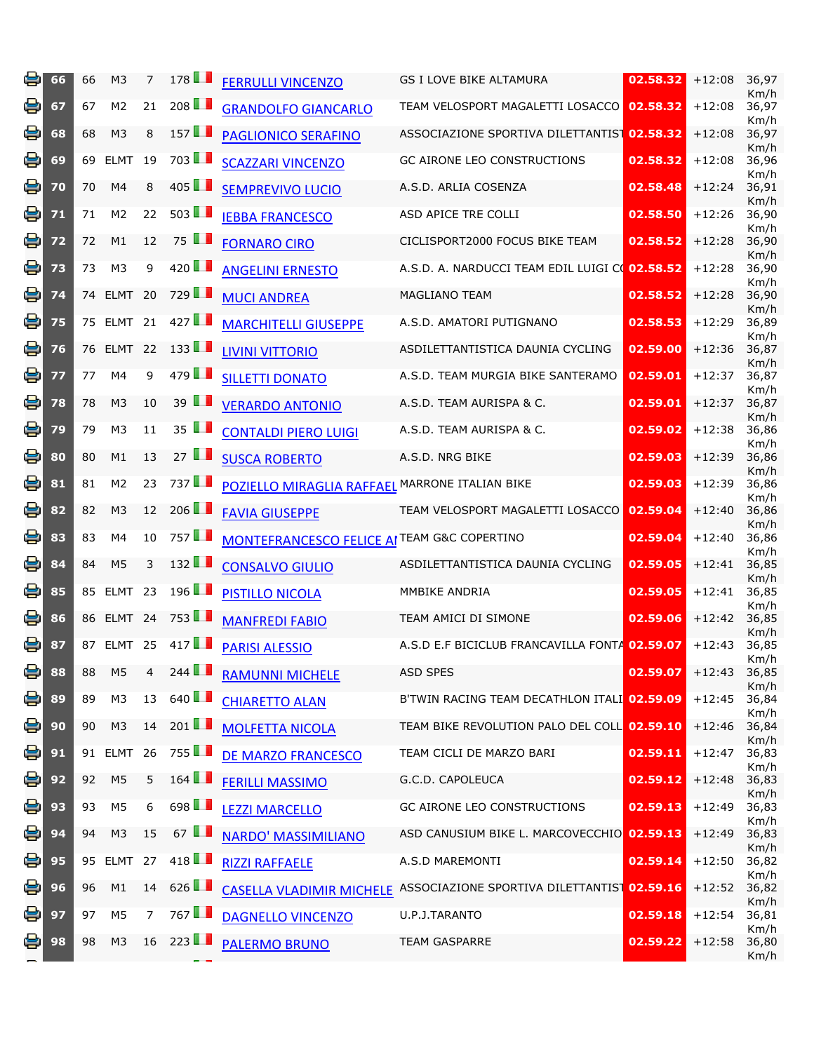| | Pos | Pos | Cat | Pos Cat | Num | Nome | Squadra | Tempo | Distacco | Media |
|---|---|---|---|---|---|---|---|---|---|---|
| | 66 | 66 | M3 | 7 | 178 | FERRULLI VINCENZO | GS I LOVE BIKE ALTAMURA | 02.58.32 | +12:08 | 36,97 Km/h |
| | 67 | 67 | M2 | 21 | 208 | GRANDOLFO GIANCARLO | TEAM VELOSPORT MAGALETTI LOSACCO | 02.58.32 | +12:08 | 36,97 Km/h |
| | 68 | 68 | M3 | 8 | 157 | PAGLIONICO SERAFINO | ASSOCIAZIONE SPORTIVA DILETTANTIST | 02.58.32 | +12:08 | 36,97 Km/h |
| | 69 | 69 | ELMT | 19 | 703 | SCAZZARI VINCENZO | GC AIRONE LEO CONSTRUCTIONS | 02.58.32 | +12:08 | 36,96 Km/h |
| | 70 | 70 | M4 | 8 | 405 | SEMPREVIVO LUCIO | A.S.D. ARLIA COSENZA | 02.58.48 | +12:24 | 36,91 Km/h |
| | 71 | 71 | M2 | 22 | 503 | IEBBA FRANCESCO | ASD APICE TRE COLLI | 02.58.50 | +12:26 | 36,90 Km/h |
| | 72 | 72 | M1 | 12 | 75 | FORNARO CIRO | CICLISPORT2000 FOCUS BIKE TEAM | 02.58.52 | +12:28 | 36,90 Km/h |
| | 73 | 73 | M3 | 9 | 420 | ANGELINI ERNESTO | A.S.D. A. NARDUCCI TEAM EDIL LUIGI C | 02.58.52 | +12:28 | 36,90 Km/h |
| | 74 | 74 | ELMT | 20 | 729 | MUCI ANDREA | MAGLIANO TEAM | 02.58.52 | +12:28 | 36,90 Km/h |
| | 75 | 75 | ELMT | 21 | 427 | MARCHITELLI GIUSEPPE | A.S.D. AMATORI PUTIGNANO | 02.58.53 | +12:29 | 36,89 Km/h |
| | 76 | 76 | ELMT | 22 | 133 | LIVINI VITTORIO | ASDILETTANTISTICA DAUNIA CYCLING | 02.59.00 | +12:36 | 36,87 Km/h |
| | 77 | 77 | M4 | 9 | 479 | SILLETTI DONATO | A.S.D. TEAM MURGIA BIKE SANTERAMO | 02.59.01 | +12:37 | 36,87 Km/h |
| | 78 | 78 | M3 | 10 | 39 | VERARDO ANTONIO | A.S.D. TEAM AURISPA & C. | 02.59.01 | +12:37 | 36,87 Km/h |
| | 79 | 79 | M3 | 11 | 35 | CONTALDI PIERO LUIGI | A.S.D. TEAM AURISPA & C. | 02.59.02 | +12:38 | 36,86 Km/h |
| | 80 | 80 | M1 | 13 | 27 | SUSCA ROBERTO | A.S.D. NRG BIKE | 02.59.03 | +12:39 | 36,86 Km/h |
| | 81 | 81 | M2 | 23 | 737 | POZIELLO MIRAGLIA RAFFAEL | MARRONE ITALIAN BIKE | 02.59.03 | +12:39 | 36,86 Km/h |
| | 82 | 82 | M3 | 12 | 206 | FAVIA GIUSEPPE | TEAM VELOSPORT MAGALETTI LOSACCO | 02.59.04 | +12:40 | 36,86 Km/h |
| | 83 | 83 | M4 | 10 | 757 | MONTEFRANCESCO FELICE AI | TEAM G&C COPERTINO | 02.59.04 | +12:40 | 36,86 Km/h |
| | 84 | 84 | M5 | 3 | 132 | CONSALVO GIULIO | ASDILETTANTISTICA DAUNIA CYCLING | 02.59.05 | +12:41 | 36,85 Km/h |
| | 85 | 85 | ELMT | 23 | 196 | PISTILLO NICOLA | MMBIKE ANDRIA | 02.59.05 | +12:41 | 36,85 Km/h |
| | 86 | 86 | ELMT | 24 | 753 | MANFREDI FABIO | TEAM AMICI DI SIMONE | 02.59.06 | +12:42 | 36,85 Km/h |
| | 87 | 87 | ELMT | 25 | 417 | PARISI ALESSIO | A.S.D E.F BICICLUB FRANCAVILLA FONTA | 02.59.07 | +12:43 | 36,85 Km/h |
| | 88 | 88 | M5 | 4 | 244 | RAMUNNI MICHELE | ASD SPES | 02.59.07 | +12:43 | 36,85 Km/h |
| | 89 | 89 | M3 | 13 | 640 | CHIARETTO ALAN | B'TWIN RACING TEAM DECATHLON ITALI | 02.59.09 | +12:45 | 36,84 Km/h |
| | 90 | 90 | M3 | 14 | 201 | MOLFETTA NICOLA | TEAM BIKE REVOLUTION PALO DEL COLL | 02.59.10 | +12:46 | 36,84 Km/h |
| | 91 | 91 | ELMT | 26 | 755 | DE MARZO FRANCESCO | TEAM CICLI DE MARZO BARI | 02.59.11 | +12:47 | 36,83 Km/h |
| | 92 | 92 | M5 | 5 | 164 | FERILLI MASSIMO | G.C.D. CAPOLEUCA | 02.59.12 | +12:48 | 36,83 Km/h |
| | 93 | 93 | M5 | 6 | 698 | LEZZI MARCELLO | GC AIRONE LEO CONSTRUCTIONS | 02.59.13 | +12:49 | 36,83 Km/h |
| | 94 | 94 | M3 | 15 | 67 | NARDO' MASSIMILIANO | ASD CANUSIUM BIKE L. MARCOVECCHIO | 02.59.13 | +12:49 | 36,83 Km/h |
| | 95 | 95 | ELMT | 27 | 418 | RIZZI RAFFAELE | A.S.D MAREMONTI | 02.59.14 | +12:50 | 36,82 Km/h |
| | 96 | 96 | M1 | 14 | 626 | CASELLA VLADIMIR MICHELE | ASSOCIAZIONE SPORTIVA DILETTANTIST | 02.59.16 | +12:52 | 36,82 Km/h |
| | 97 | 97 | M5 | 7 | 767 | DAGNELLO VINCENZO | U.P.J.TARANTO | 02.59.18 | +12:54 | 36,81 Km/h |
| | 98 | 98 | M3 | 16 | 223 | PALERMO BRUNO | TEAM GASPARRE | 02.59.22 | +12:58 | 36,80 Km/h |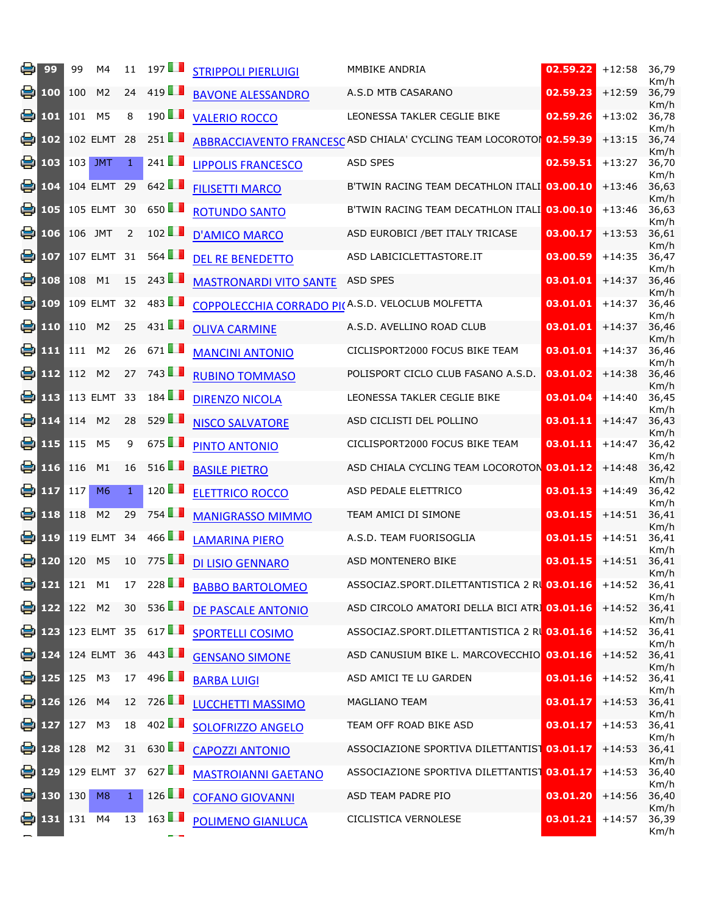| | | | | | | | | | | |
|---|---|---|---|---|---|---|---|---|---|---|
| 99 | 99 | M4 | 11 | 197 | | STRIPPOLI PIERLUIGI | MMBIKE ANDRIA | 02.59.22 | +12:58 | 36,79 Km/h |
| 100 | 100 | M2 | 24 | 419 | | BAVONE ALESSANDRO | A.S.D MTB CASARANO | 02.59.23 | +12:59 | 36,79 Km/h |
| 101 | 101 | M5 | 8 | 190 | | VALERIO ROCCO | LEONESSA TAKLER CEGLIE BIKE | 02.59.26 | +13:02 | 36,78 Km/h |
| 102 | 102 | ELMT | 28 | 251 | | ABBRACCIAVENTO FRANCESC | ASD CHIALA' CYCLING TEAM LOCOROTON | 02.59.39 | +13:15 | 36,74 Km/h |
| 103 | 103 | JMT | 1 | 241 | | LIPPOLIS FRANCESCO | ASD SPES | 02.59.51 | +13:27 | 36,70 Km/h |
| 104 | 104 | ELMT | 29 | 642 | | FILISETTI MARCO | B'TWIN RACING TEAM DECATHLON ITALI | 03.00.10 | +13:46 | 36,63 Km/h |
| 105 | 105 | ELMT | 30 | 650 | | ROTUNDO SANTO | B'TWIN RACING TEAM DECATHLON ITALI | 03.00.10 | +13:46 | 36,63 Km/h |
| 106 | 106 | JMT | 2 | 102 | | D'AMICO MARCO | ASD EUROBICI /BET ITALY TRICASE | 03.00.17 | +13:53 | 36,61 Km/h |
| 107 | 107 | ELMT | 31 | 564 | | DEL RE BENEDETTO | ASD LABICICLETTASTORE.IT | 03.00.59 | +14:35 | 36,47 Km/h |
| 108 | 108 | M1 | 15 | 243 | | MASTRONARDI VITO SANTE | ASD SPES | 03.01.01 | +14:37 | 36,46 Km/h |
| 109 | 109 | ELMT | 32 | 483 | | COPPOLECCHIA CORRADO PI | A.S.D. VELOCLUB MOLFETTA | 03.01.01 | +14:37 | 36,46 Km/h |
| 110 | 110 | M2 | 25 | 431 | | OLIVA CARMINE | A.S.D. AVELLINO ROAD CLUB | 03.01.01 | +14:37 | 36,46 Km/h |
| 111 | 111 | M2 | 26 | 671 | | MANCINI ANTONIO | CICLISPORT2000 FOCUS BIKE TEAM | 03.01.01 | +14:37 | 36,46 Km/h |
| 112 | 112 | M2 | 27 | 743 | | RUBINO TOMMASO | POLISPORT CICLO CLUB FASANO A.S.D. | 03.01.02 | +14:38 | 36,46 Km/h |
| 113 | 113 | ELMT | 33 | 184 | | DIRENZO NICOLA | LEONESSA TAKLER CEGLIE BIKE | 03.01.04 | +14:40 | 36,45 Km/h |
| 114 | 114 | M2 | 28 | 529 | | NISCO SALVATORE | ASD CICLISTI DEL POLLINO | 03.01.11 | +14:47 | 36,43 Km/h |
| 115 | 115 | M5 | 9 | 675 | | PINTO ANTONIO | CICLISPORT2000 FOCUS BIKE TEAM | 03.01.11 | +14:47 | 36,42 Km/h |
| 116 | 116 | M1 | 16 | 516 | | BASILE PIETRO | ASD CHIALA CYCLING TEAM LOCOROTON | 03.01.12 | +14:48 | 36,42 Km/h |
| 117 | 117 | M6 | 1 | 120 | | ELETTRICO ROCCO | ASD PEDALE ELETTRICO | 03.01.13 | +14:49 | 36,42 Km/h |
| 118 | 118 | M2 | 29 | 754 | | MANIGRASSO MIMMO | TEAM AMICI DI SIMONE | 03.01.15 | +14:51 | 36,41 Km/h |
| 119 | 119 | ELMT | 34 | 466 | | LAMARINA PIERO | A.S.D. TEAM FUORISOGLIA | 03.01.15 | +14:51 | 36,41 Km/h |
| 120 | 120 | M5 | 10 | 775 | | DI LISIO GENNARO | ASD MONTENERO BIKE | 03.01.15 | +14:51 | 36,41 Km/h |
| 121 | 121 | M1 | 17 | 228 | | BABBO BARTOLOMEO | ASSOCIAZ.SPORT.DILETTANTISTICA 2 RU | 03.01.16 | +14:52 | 36,41 Km/h |
| 122 | 122 | M2 | 30 | 536 | | DE PASCALE ANTONIO | ASD CIRCOLO AMATORI DELLA BICI ATRI | 03.01.16 | +14:52 | 36,41 Km/h |
| 123 | 123 | ELMT | 35 | 617 | | SPORTELLI COSIMO | ASSOCIAZ.SPORT.DILETTANTISTICA 2 RU | 03.01.16 | +14:52 | 36,41 Km/h |
| 124 | 124 | ELMT | 36 | 443 | | GENSANO SIMONE | ASD CANUSIUM BIKE L. MARCOVECCHIO | 03.01.16 | +14:52 | 36,41 Km/h |
| 125 | 125 | M3 | 17 | 496 | | BARBA LUIGI | ASD AMICI TE LU GARDEN | 03.01.16 | +14:52 | 36,41 Km/h |
| 126 | 126 | M4 | 12 | 726 | | LUCCHETTI MASSIMO | MAGLIANO TEAM | 03.01.17 | +14:53 | 36,41 Km/h |
| 127 | 127 | M3 | 18 | 402 | | SOLOFRIZZO ANGELO | TEAM OFF ROAD BIKE ASD | 03.01.17 | +14:53 | 36,41 Km/h |
| 128 | 128 | M2 | 31 | 630 | | CAPOZZI ANTONIO | ASSOCIAZIONE SPORTIVA DILETTANTIST | 03.01.17 | +14:53 | 36,41 Km/h |
| 129 | 129 | ELMT | 37 | 627 | | MASTROIANNI GAETANO | ASSOCIAZIONE SPORTIVA DILETTANTIST | 03.01.17 | +14:53 | 36,40 Km/h |
| 130 | 130 | M8 | 1 | 126 | | COFANO GIOVANNI | ASD TEAM PADRE PIO | 03.01.20 | +14:56 | 36,40 Km/h |
| 131 | 131 | M4 | 13 | 163 | | POLIMENO GIANLUCA | CICLISTICA VERNOLESE | 03.01.21 | +14:57 | 36,39 Km/h |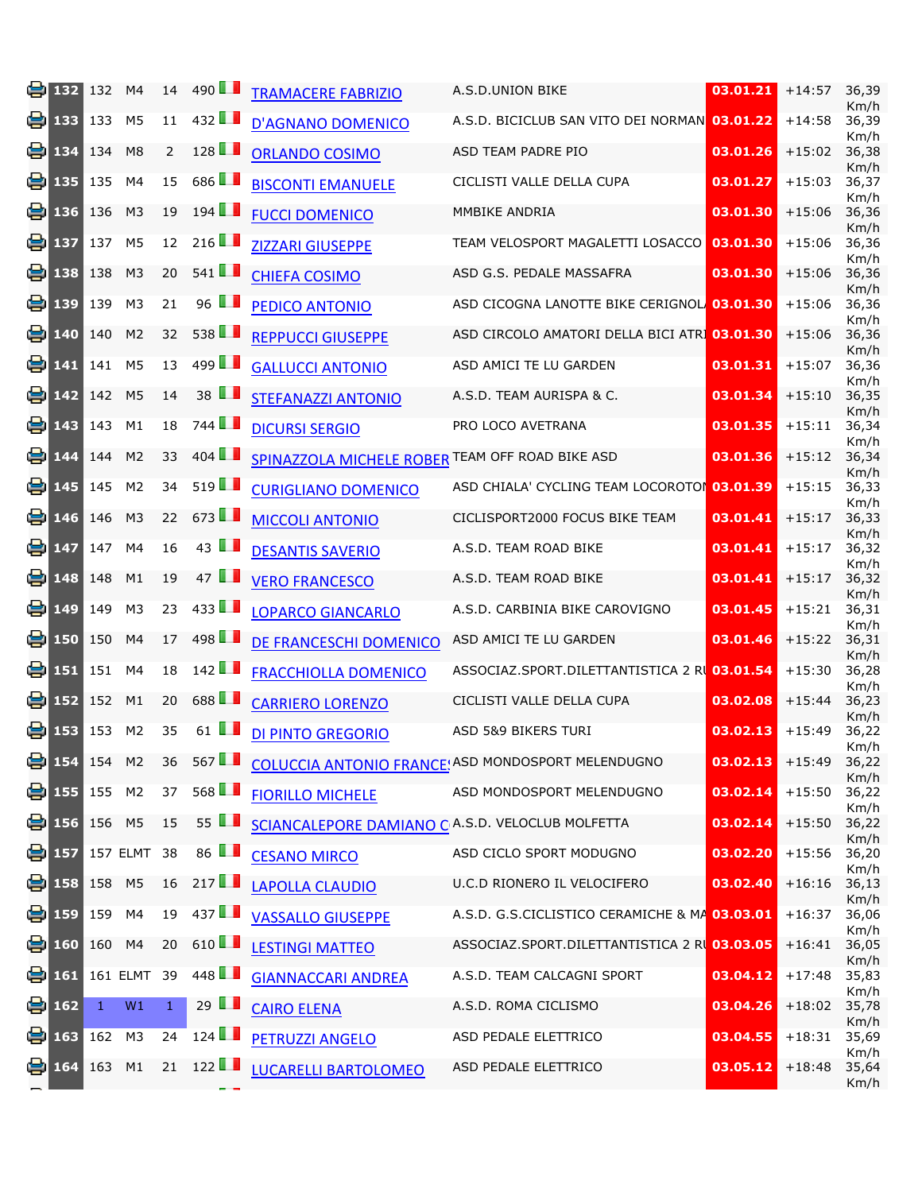| | | | | | | | | | | |
|---|---|---|---|---|---|---|---|---|---|---|
| 132 | 132 | M4 | 14 | 490 | | TRAMACERE FABRIZIO | A.S.D.UNION BIKE | 03.01.21 | +14:57 | 36,39 Km/h |
| 133 | 133 | M5 | 11 | 432 | | D'AGNANO DOMENICO | A.S.D. BICICLUB SAN VITO DEI NORMAN | 03.01.22 | +14:58 | 36,39 Km/h |
| 134 | 134 | M8 | 2 | 128 | | ORLANDO COSIMO | ASD TEAM PADRE PIO | 03.01.26 | +15:02 | 36,38 Km/h |
| 135 | 135 | M4 | 15 | 686 | | BISCONTI EMANUELE | CICLISTI VALLE DELLA CUPA | 03.01.27 | +15:03 | 36,37 Km/h |
| 136 | 136 | M3 | 19 | 194 | | FUCCI DOMENICO | MMBIKE ANDRIA | 03.01.30 | +15:06 | 36,36 Km/h |
| 137 | 137 | M5 | 12 | 216 | | ZIZZARI GIUSEPPE | TEAM VELOSPORT MAGALETTI LOSACCO | 03.01.30 | +15:06 | 36,36 Km/h |
| 138 | 138 | M3 | 20 | 541 | | CHIEFA COSIMO | ASD G.S. PEDALE MASSAFRA | 03.01.30 | +15:06 | 36,36 Km/h |
| 139 | 139 | M3 | 21 | 96 | | PEDICO ANTONIO | ASD CICOGNA LANOTTE BIKE CERIGNOL | 03.01.30 | +15:06 | 36,36 Km/h |
| 140 | 140 | M2 | 32 | 538 | | REPPUCCI GIUSEPPE | ASD CIRCOLO AMATORI DELLA BICI ATRI | 03.01.30 | +15:06 | 36,36 Km/h |
| 141 | 141 | M5 | 13 | 499 | | GALLUCCI ANTONIO | ASD AMICI TE LU GARDEN | 03.01.31 | +15:07 | 36,36 Km/h |
| 142 | 142 | M5 | 14 | 38 | | STEFANAZZI ANTONIO | A.S.D. TEAM AURISPA & C. | 03.01.34 | +15:10 | 36,35 Km/h |
| 143 | 143 | M1 | 18 | 744 | | DICURSI SERGIO | PRO LOCO AVETRANA | 03.01.35 | +15:11 | 36,34 Km/h |
| 144 | 144 | M2 | 33 | 404 | | SPINAZZOLA MICHELE ROBER | TEAM OFF ROAD BIKE ASD | 03.01.36 | +15:12 | 36,34 Km/h |
| 145 | 145 | M2 | 34 | 519 | | CURIGLIANO DOMENICO | ASD CHIALA' CYCLING TEAM LOCOROTON | 03.01.39 | +15:15 | 36,33 Km/h |
| 146 | 146 | M3 | 22 | 673 | | MICCOLI ANTONIO | CICLISPORT2000 FOCUS BIKE TEAM | 03.01.41 | +15:17 | 36,33 Km/h |
| 147 | 147 | M4 | 16 | 43 | | DESANTIS SAVERIO | A.S.D. TEAM ROAD BIKE | 03.01.41 | +15:17 | 36,32 Km/h |
| 148 | 148 | M1 | 19 | 47 | | VERO FRANCESCO | A.S.D. TEAM ROAD BIKE | 03.01.41 | +15:17 | 36,32 Km/h |
| 149 | 149 | M3 | 23 | 433 | | LOPARCO GIANCARLO | A.S.D. CARBINIA BIKE CAROVIGNO | 03.01.45 | +15:21 | 36,31 Km/h |
| 150 | 150 | M4 | 17 | 498 | | DE FRANCESCHI DOMENICO | ASD AMICI TE LU GARDEN | 03.01.46 | +15:22 | 36,31 Km/h |
| 151 | 151 | M4 | 18 | 142 | | FRACCHIOLLA DOMENICO | ASSOCIAZ.SPORT.DILETTANTISTICA 2 RU | 03.01.54 | +15:30 | 36,28 Km/h |
| 152 | 152 | M1 | 20 | 688 | | CARRIERO LORENZO | CICLISTI VALLE DELLA CUPA | 03.02.08 | +15:44 | 36,23 Km/h |
| 153 | 153 | M2 | 35 | 61 | | DI PINTO GREGORIO | ASD 5&9 BIKERS TURI | 03.02.13 | +15:49 | 36,22 Km/h |
| 154 | 154 | M2 | 36 | 567 | | COLUCCIA ANTONIO FRANCES | ASD MONDOSPORT MELENDUGNO | 03.02.13 | +15:49 | 36,22 Km/h |
| 155 | 155 | M2 | 37 | 568 | | FIORILLO MICHELE | ASD MONDOSPORT MELENDUGNO | 03.02.14 | +15:50 | 36,22 Km/h |
| 156 | 156 | M5 | 15 | 55 | | SCIANCALEPORE DAMIANO C | A.S.D. VELOCLUB MOLFETTA | 03.02.14 | +15:50 | 36,22 Km/h |
| 157 | 157 | ELMT | 38 | 86 | | CESANO MIRCO | ASD CICLO SPORT MODUGNO | 03.02.20 | +15:56 | 36,20 Km/h |
| 158 | 158 | M5 | 16 | 217 | | LAPOLLA CLAUDIO | U.C.D RIONERO IL VELOCIFERO | 03.02.40 | +16:16 | 36,13 Km/h |
| 159 | 159 | M4 | 19 | 437 | | VASSALLO GIUSEPPE | A.S.D. G.S.CICLISTICO CERAMICHE & MA | 03.03.01 | +16:37 | 36,06 Km/h |
| 160 | 160 | M4 | 20 | 610 | | LESTINGI MATTEO | ASSOCIAZ.SPORT.DILETTANTISTICA 2 RU | 03.03.05 | +16:41 | 36,05 Km/h |
| 161 | 161 | ELMT | 39 | 448 | | GIANNACCARI ANDREA | A.S.D. TEAM CALCAGNI SPORT | 03.04.12 | +17:48 | 35,83 Km/h |
| 162 | 1 | W1 | 1 | 29 | | CAIRO ELENA | A.S.D. ROMA CICLISMO | 03.04.26 | +18:02 | 35,78 Km/h |
| 163 | 162 | M3 | 24 | 124 | | PETRUZZI ANGELO | ASD PEDALE ELETTRICO | 03.04.55 | +18:31 | 35,69 Km/h |
| 164 | 163 | M1 | 21 | 122 | | LUCARELLI BARTOLOMEO | ASD PEDALE ELETTRICO | 03.05.12 | +18:48 | 35,64 Km/h |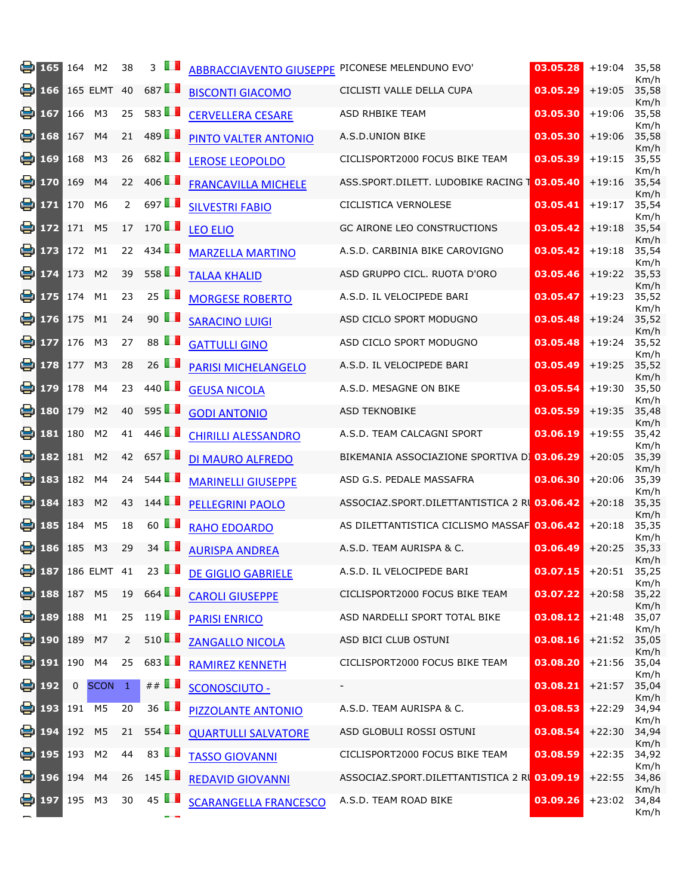| | | | | | | | | | | |
|---|---|---|---|---|---|---|---|---|---|---|
| 165 | 164 | M2 | 38 | 3 | ABBRACCIAVENTO GIUSEPPE | PICONESE MELENDUNO EVO' | 03.05.28 | +19:04 | 35,58 Km/h |
| 166 | 165 | ELMT | 40 | 687 | BISCONTI GIACOMO | CICLISTI VALLE DELLA CUPA | 03.05.29 | +19:05 | 35,58 Km/h |
| 167 | 166 | M3 | 25 | 583 | CERVELLERA CESARE | ASD RHBIKE TEAM | 03.05.30 | +19:06 | 35,58 Km/h |
| 168 | 167 | M4 | 21 | 489 | PINTO VALTER ANTONIO | A.S.D.UNION BIKE | 03.05.30 | +19:06 | 35,58 Km/h |
| 169 | 168 | M3 | 26 | 682 | LEROSE LEOPOLDO | CICLISPORT2000 FOCUS BIKE TEAM | 03.05.39 | +19:15 | 35,55 Km/h |
| 170 | 169 | M4 | 22 | 406 | FRANCAVILLA MICHELE | ASS.SPORT.DILETT. LUDOBIKE RACING T | 03.05.40 | +19:16 | 35,54 Km/h |
| 171 | 170 | M6 | 2 | 697 | SILVESTRI FABIO | CICLISTICA VERNOLESE | 03.05.41 | +19:17 | 35,54 Km/h |
| 172 | 171 | M5 | 17 | 170 | LEO ELIO | GC AIRONE LEO CONSTRUCTIONS | 03.05.42 | +19:18 | 35,54 Km/h |
| 173 | 172 | M1 | 22 | 434 | MARZELLA MARTINO | A.S.D. CARBINIA BIKE CAROVIGNO | 03.05.42 | +19:18 | 35,54 Km/h |
| 174 | 173 | M2 | 39 | 558 | TALAA KHALID | ASD GRUPPO CICL. RUOTA D'ORO | 03.05.46 | +19:22 | 35,53 Km/h |
| 175 | 174 | M1 | 23 | 25 | MORGESE ROBERTO | A.S.D. IL VELOCIPEDE BARI | 03.05.47 | +19:23 | 35,52 Km/h |
| 176 | 175 | M1 | 24 | 90 | SARACINO LUIGI | ASD CICLO SPORT MODUGNO | 03.05.48 | +19:24 | 35,52 Km/h |
| 177 | 176 | M3 | 27 | 88 | GATTULLI GINO | ASD CICLO SPORT MODUGNO | 03.05.48 | +19:24 | 35,52 Km/h |
| 178 | 177 | M3 | 28 | 26 | PARISI MICHELANGELO | A.S.D. IL VELOCIPEDE BARI | 03.05.49 | +19:25 | 35,52 Km/h |
| 179 | 178 | M4 | 23 | 440 | GEUSA NICOLA | A.S.D. MESAGNE ON BIKE | 03.05.54 | +19:30 | 35,50 Km/h |
| 180 | 179 | M2 | 40 | 595 | GODI ANTONIO | ASD TEKNOBIKE | 03.05.59 | +19:35 | 35,48 Km/h |
| 181 | 180 | M2 | 41 | 446 | CHIRILLI ALESSANDRO | A.S.D. TEAM CALCAGNI SPORT | 03.06.19 | +19:55 | 35,42 Km/h |
| 182 | 181 | M2 | 42 | 657 | DI MAURO ALFREDO | BIKEMANIA ASSOCIAZIONE SPORTIVA DI | 03.06.29 | +20:05 | 35,39 Km/h |
| 183 | 182 | M4 | 24 | 544 | MARINELLI GIUSEPPE | ASD G.S. PEDALE MASSAFRA | 03.06.30 | +20:06 | 35,39 Km/h |
| 184 | 183 | M2 | 43 | 144 | PELLEGRINI PAOLO | ASSOCIAZ.SPORT.DILETTANTISTICA 2 RU | 03.06.42 | +20:18 | 35,35 Km/h |
| 185 | 184 | M5 | 18 | 60 | RAHO EDOARDO | AS DILETTANTISTICA CICLISMO MASSAF | 03.06.42 | +20:18 | 35,35 Km/h |
| 186 | 185 | M3 | 29 | 34 | AURISPA ANDREA | A.S.D. TEAM AURISPA & C. | 03.06.49 | +20:25 | 35,33 Km/h |
| 187 | 186 | ELMT | 41 | 23 | DE GIGLIO GABRIELE | A.S.D. IL VELOCIPEDE BARI | 03.07.15 | +20:51 | 35,25 Km/h |
| 188 | 187 | M5 | 19 | 664 | CAROLI GIUSEPPE | CICLISPORT2000 FOCUS BIKE TEAM | 03.07.22 | +20:58 | 35,22 Km/h |
| 189 | 188 | M1 | 25 | 119 | PARISI ENRICO | ASD NARDELLI SPORT TOTAL BIKE | 03.08.12 | +21:48 | 35,07 Km/h |
| 190 | 189 | M7 | 2 | 510 | ZANGALLO NICOLA | ASD BICI CLUB OSTUNI | 03.08.16 | +21:52 | 35,05 Km/h |
| 191 | 190 | M4 | 25 | 683 | RAMIREZ KENNETH | CICLISPORT2000 FOCUS BIKE TEAM | 03.08.20 | +21:56 | 35,04 Km/h |
| 192 | 0 | SCON | 1 | ## | SCONOSCIUTO - | - | 03.08.21 | +21:57 | 35,04 Km/h |
| 193 | 191 | M5 | 20 | 36 | PIZZOLANTE ANTONIO | A.S.D. TEAM AURISPA & C. | 03.08.53 | +22:29 | 34,94 Km/h |
| 194 | 192 | M5 | 21 | 554 | QUARTULLI SALVATORE | ASD GLOBULI ROSSI OSTUNI | 03.08.54 | +22:30 | 34,94 Km/h |
| 195 | 193 | M2 | 44 | 83 | TASSO GIOVANNI | CICLISPORT2000 FOCUS BIKE TEAM | 03.08.59 | +22:35 | 34,92 Km/h |
| 196 | 194 | M4 | 26 | 145 | REDAVID GIOVANNI | ASSOCIAZ.SPORT.DILETTANTISTICA 2 RU | 03.09.19 | +22:55 | 34,86 Km/h |
| 197 | 195 | M3 | 30 | 45 | SCARANGELLA FRANCESCO | A.S.D. TEAM ROAD BIKE | 03.09.26 | +23:02 | 34,84 Km/h |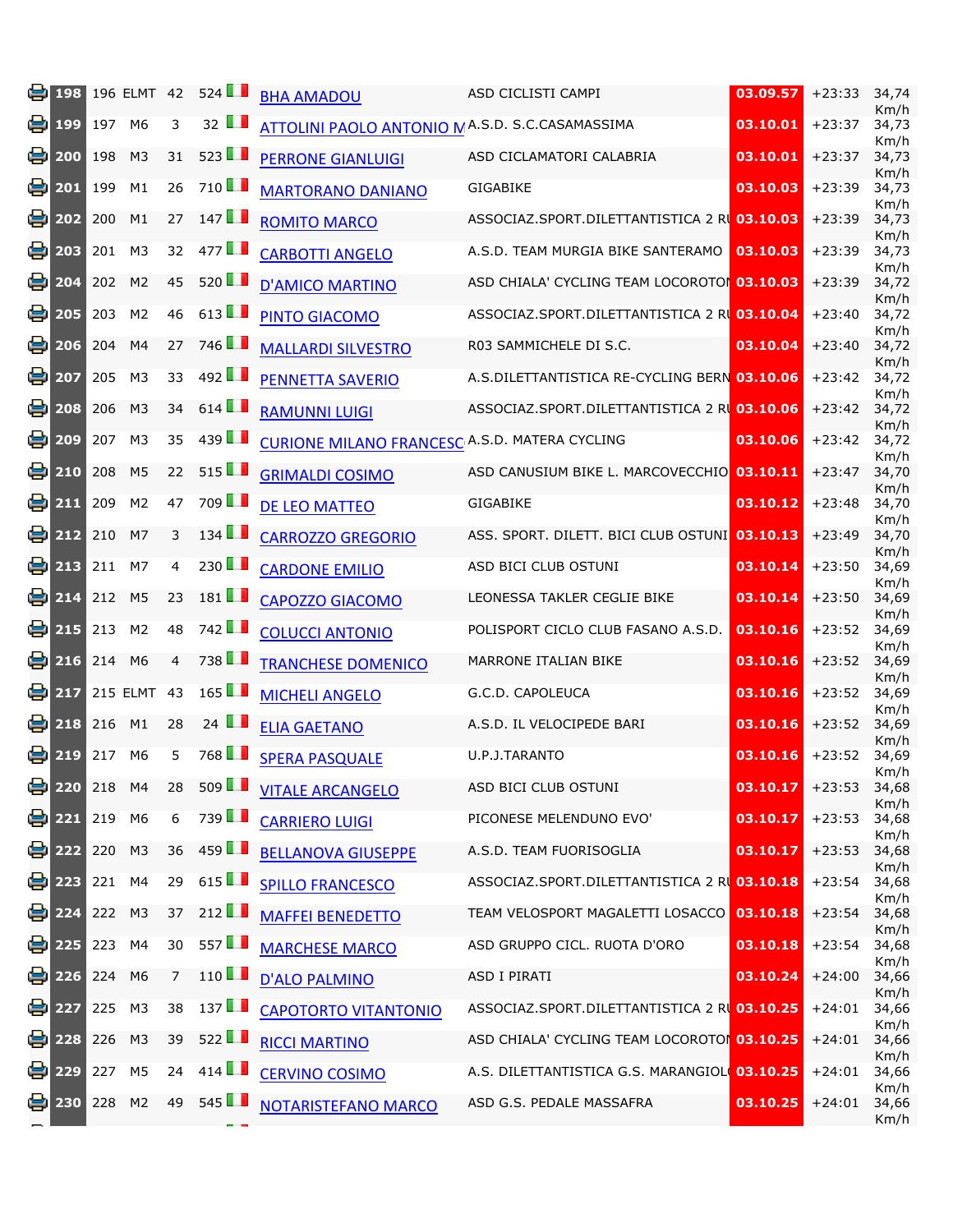| | | | | | | | | | | | |
|---|---|---|---|---|---|---|---|---|---|---|---|
| | 198 | 196 | ELMT | 42 | 524 | | BHA AMADOU | ASD CICLISTI CAMPI | 03.09.57 | +23:33 | 34,74 Km/h |
| | 199 | 197 | M6 | 3 | 32 | | ATTOLINI PAOLO ANTONIO M | A.S.D. S.C.CASAMASSIMA | 03.10.01 | +23:37 | 34,73 Km/h |
| | 200 | 198 | M3 | 31 | 523 | | PERRONE GIANLUIGI | ASD CICLAMATORI CALABRIA | 03.10.01 | +23:37 | 34,73 Km/h |
| | 201 | 199 | M1 | 26 | 710 | | MARTORANO DANIANO | GIGABIKE | 03.10.03 | +23:39 | 34,73 Km/h |
| | 202 | 200 | M1 | 27 | 147 | | ROMITO MARCO | ASSOCIAZ.SPORT.DILETTANTISTICA 2 RI | 03.10.03 | +23:39 | 34,73 Km/h |
| | 203 | 201 | M3 | 32 | 477 | | CARBOTTI ANGELO | A.S.D. TEAM MURGIA BIKE SANTERAMO | 03.10.03 | +23:39 | 34,73 Km/h |
| | 204 | 202 | M2 | 45 | 520 | | D'AMICO MARTINO | ASD CHIALA' CYCLING TEAM LOCOROTOI | 03.10.03 | +23:39 | 34,72 Km/h |
| | 205 | 203 | M2 | 46 | 613 | | PINTO GIACOMO | ASSOCIAZ.SPORT.DILETTANTISTICA 2 RI | 03.10.04 | +23:40 | 34,72 Km/h |
| | 206 | 204 | M4 | 27 | 746 | | MALLARDI SILVESTRO | R03 SAMMICHELE DI S.C. | 03.10.04 | +23:40 | 34,72 Km/h |
| | 207 | 205 | M3 | 33 | 492 | | PENNETTA SAVERIO | A.S.DILETTANTISTICA RE-CYCLING BERN | 03.10.06 | +23:42 | 34,72 Km/h |
| | 208 | 206 | M3 | 34 | 614 | | RAMUNNI LUIGI | ASSOCIAZ.SPORT.DILETTANTISTICA 2 RI | 03.10.06 | +23:42 | 34,72 Km/h |
| | 209 | 207 | M3 | 35 | 439 | | CURIONE MILANO FRANCESC | A.S.D. MATERA CYCLING | 03.10.06 | +23:42 | 34,72 Km/h |
| | 210 | 208 | M5 | 22 | 515 | | GRIMALDI COSIMO | ASD CANUSIUM BIKE L. MARCOVECCHIO | 03.10.11 | +23:47 | 34,70 Km/h |
| | 211 | 209 | M2 | 47 | 709 | | DE LEO MATTEO | GIGABIKE | 03.10.12 | +23:48 | 34,70 Km/h |
| | 212 | 210 | M7 | 3 | 134 | | CARROZZO GREGORIO | ASS. SPORT. DILETT. BICI CLUB OSTUNI | 03.10.13 | +23:49 | 34,70 Km/h |
| | 213 | 211 | M7 | 4 | 230 | | CARDONE EMILIO | ASD BICI CLUB OSTUNI | 03.10.14 | +23:50 | 34,69 Km/h |
| | 214 | 212 | M5 | 23 | 181 | | CAPOZZO GIACOMO | LEONESSA TAKLER CEGLIE BIKE | 03.10.14 | +23:50 | 34,69 Km/h |
| | 215 | 213 | M2 | 48 | 742 | | COLUCCI ANTONIO | POLISPORT CICLO CLUB FASANO A.S.D. | 03.10.16 | +23:52 | 34,69 Km/h |
| | 216 | 214 | M6 | 4 | 738 | | TRANCHESE DOMENICO | MARRONE ITALIAN BIKE | 03.10.16 | +23:52 | 34,69 Km/h |
| | 217 | 215 | ELMT | 43 | 165 | | MICHELI ANGELO | G.C.D. CAPOLEUCA | 03.10.16 | +23:52 | 34,69 Km/h |
| | 218 | 216 | M1 | 28 | 24 | | ELIA GAETANO | A.S.D. IL VELOCIPEDE BARI | 03.10.16 | +23:52 | 34,69 Km/h |
| | 219 | 217 | M6 | 5 | 768 | | SPERA PASQUALE | U.P.J.TARANTO | 03.10.16 | +23:52 | 34,69 Km/h |
| | 220 | 218 | M4 | 28 | 509 | | VITALE ARCANGELO | ASD BICI CLUB OSTUNI | 03.10.17 | +23:53 | 34,68 Km/h |
| | 221 | 219 | M6 | 6 | 739 | | CARRIERO LUIGI | PICONESE MELENDUNO EVO' | 03.10.17 | +23:53 | 34,68 Km/h |
| | 222 | 220 | M3 | 36 | 459 | | BELLANOVA GIUSEPPE | A.S.D. TEAM FUORISOGLIA | 03.10.17 | +23:53 | 34,68 Km/h |
| | 223 | 221 | M4 | 29 | 615 | | SPILLO FRANCESCO | ASSOCIAZ.SPORT.DILETTANTISTICA 2 RI | 03.10.18 | +23:54 | 34,68 Km/h |
| | 224 | 222 | M3 | 37 | 212 | | MAFFEI BENEDETTO | TEAM VELOSPORT MAGALETTI LOSACCO | 03.10.18 | +23:54 | 34,68 Km/h |
| | 225 | 223 | M4 | 30 | 557 | | MARCHESE MARCO | ASD GRUPPO CICL. RUOTA D'ORO | 03.10.18 | +23:54 | 34,68 Km/h |
| | 226 | 224 | M6 | 7 | 110 | | D'ALO PALMINO | ASD I PIRATI | 03.10.24 | +24:00 | 34,66 Km/h |
| | 227 | 225 | M3 | 38 | 137 | | CAPOTORTO VITANTONIO | ASSOCIAZ.SPORT.DILETTANTISTICA 2 RI | 03.10.25 | +24:01 | 34,66 Km/h |
| | 228 | 226 | M3 | 39 | 522 | | RICCI MARTINO | ASD CHIALA' CYCLING TEAM LOCOROTOI | 03.10.25 | +24:01 | 34,66 Km/h |
| | 229 | 227 | M5 | 24 | 414 | | CERVINO COSIMO | A.S. DILETTANTISTICA G.S. MARANGIOL | 03.10.25 | +24:01 | 34,66 Km/h |
| | 230 | 228 | M2 | 49 | 545 | | NOTARISTEFANO MARCO | ASD G.S. PEDALE MASSAFRA | 03.10.25 | +24:01 | 34,66 Km/h |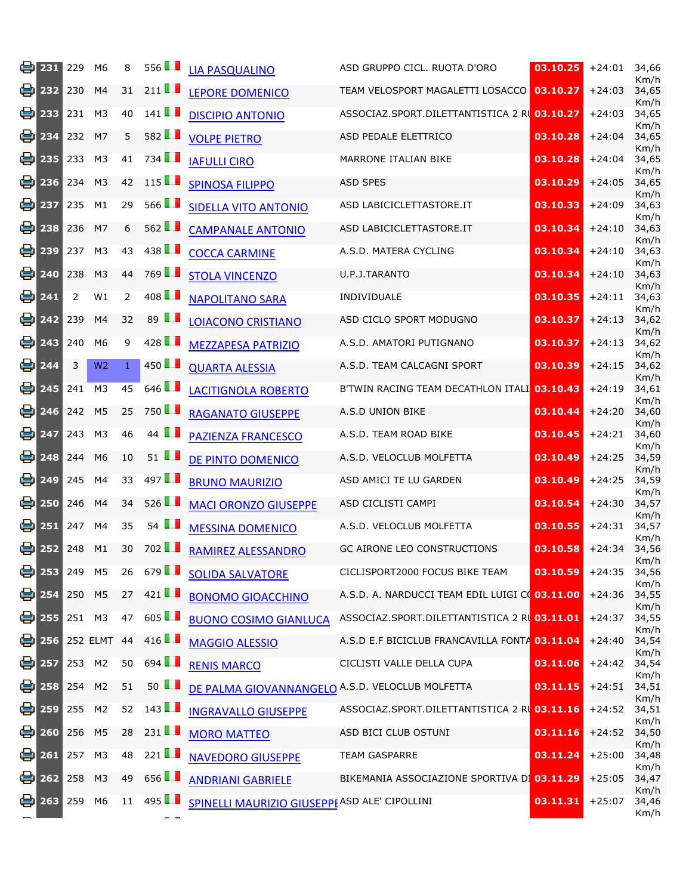| | | | | | | | | | | |
|---|---|---|---|---|---|---|---|---|---|---|
| 231 | 229 | M6 | 8 | 556 | | LIA PASQUALINO | ASD GRUPPO CICL. RUOTA D'ORO | 03.10.25 | +24:01 | 34,66 Km/h |
| 232 | 230 | M4 | 31 | 211 | | LEPORE DOMENICO | TEAM VELOSPORT MAGALETTI LOSACCO | 03.10.27 | +24:03 | 34,65 Km/h |
| 233 | 231 | M3 | 40 | 141 | | DISCIPIO ANTONIO | ASSOCIAZ.SPORT.DILETTANTISTICA 2 RU | 03.10.27 | +24:03 | 34,65 Km/h |
| 234 | 232 | M7 | 5 | 582 | | VOLPE PIETRO | ASD PEDALE ELETTRICO | 03.10.28 | +24:04 | 34,65 Km/h |
| 235 | 233 | M3 | 41 | 734 | | IAFULLI CIRO | MARRONE ITALIAN BIKE | 03.10.28 | +24:04 | 34,65 Km/h |
| 236 | 234 | M3 | 42 | 115 | | SPINOSA FILIPPO | ASD SPES | 03.10.29 | +24:05 | 34,65 Km/h |
| 237 | 235 | M1 | 29 | 566 | | SIDELLA VITO ANTONIO | ASD LABICICLETTASTORE.IT | 03.10.33 | +24:09 | 34,63 Km/h |
| 238 | 236 | M7 | 6 | 562 | | CAMPANALE ANTONIO | ASD LABICICLETTASTORE.IT | 03.10.34 | +24:10 | 34,63 Km/h |
| 239 | 237 | M3 | 43 | 438 | | COCCA CARMINE | A.S.D. MATERA CYCLING | 03.10.34 | +24:10 | 34,63 Km/h |
| 240 | 238 | M3 | 44 | 769 | | STOLA VINCENZO | U.P.J.TARANTO | 03.10.34 | +24:10 | 34,63 Km/h |
| 241 | 2 | W1 | 2 | 408 | | NAPOLITANO SARA | INDIVIDUALE | 03.10.35 | +24:11 | 34,63 Km/h |
| 242 | 239 | M4 | 32 | 89 | | LOIACONO CRISTIANO | ASD CICLO SPORT MODUGNO | 03.10.37 | +24:13 | 34,62 Km/h |
| 243 | 240 | M6 | 9 | 428 | | MEZZAPESA PATRIZIO | A.S.D. AMATORI PUTIGNANO | 03.10.37 | +24:13 | 34,62 Km/h |
| 244 | 3 | W2 | 1 | 450 | | QUARTA ALESSIA | A.S.D. TEAM CALCAGNI SPORT | 03.10.39 | +24:15 | 34,62 Km/h |
| 245 | 241 | M3 | 45 | 646 | | LACITIGNOLA ROBERTO | B'TWIN RACING TEAM DECATHLON ITALI | 03.10.43 | +24:19 | 34,61 Km/h |
| 246 | 242 | M5 | 25 | 750 | | RAGANATO GIUSEPPE | A.S.D UNION BIKE | 03.10.44 | +24:20 | 34,60 Km/h |
| 247 | 243 | M3 | 46 | 44 | | PAZIENZA FRANCESCO | A.S.D. TEAM ROAD BIKE | 03.10.45 | +24:21 | 34,60 Km/h |
| 248 | 244 | M6 | 10 | 51 | | DE PINTO DOMENICO | A.S.D. VELOCLUB MOLFETTA | 03.10.49 | +24:25 | 34,59 Km/h |
| 249 | 245 | M4 | 33 | 497 | | BRUNO MAURIZIO | ASD AMICI TE LU GARDEN | 03.10.49 | +24:25 | 34,59 Km/h |
| 250 | 246 | M4 | 34 | 526 | | MACI ORONZO GIUSEPPE | ASD CICLISTI CAMPI | 03.10.54 | +24:30 | 34,57 Km/h |
| 251 | 247 | M4 | 35 | 54 | | MESSINA DOMENICO | A.S.D. VELOCLUB MOLFETTA | 03.10.55 | +24:31 | 34,57 Km/h |
| 252 | 248 | M1 | 30 | 702 | | RAMIREZ ALESSANDRO | GC AIRONE LEO CONSTRUCTIONS | 03.10.58 | +24:34 | 34,56 Km/h |
| 253 | 249 | M5 | 26 | 679 | | SOLIDA SALVATORE | CICLISPORT2000 FOCUS BIKE TEAM | 03.10.59 | +24:35 | 34,56 Km/h |
| 254 | 250 | M5 | 27 | 421 | | BONOMO GIOACCHINO | A.S.D. A. NARDUCCI TEAM EDIL LUIGI CO | 03.11.00 | +24:36 | 34,55 Km/h |
| 255 | 251 | M3 | 47 | 605 | | BUONO COSIMO GIANLUCA | ASSOCIAZ.SPORT.DILETTANTISTICA 2 RU | 03.11.01 | +24:37 | 34,55 Km/h |
| 256 | 252 | ELMT | 44 | 416 | | MAGGIO ALESSIO | A.S.D E.F BICICLUB FRANCAVILLA FONTA | 03.11.04 | +24:40 | 34,54 Km/h |
| 257 | 253 | M2 | 50 | 694 | | RENIS MARCO | CICLISTI VALLE DELLA CUPA | 03.11.06 | +24:42 | 34,54 Km/h |
| 258 | 254 | M2 | 51 | 50 | | DE PALMA GIOVANNANGELO | A.S.D. VELOCLUB MOLFETTA | 03.11.15 | +24:51 | 34,51 Km/h |
| 259 | 255 | M2 | 52 | 143 | | INGRAVALLO GIUSEPPE | ASSOCIAZ.SPORT.DILETTANTISTICA 2 RU | 03.11.16 | +24:52 | 34,51 Km/h |
| 260 | 256 | M5 | 28 | 231 | | MORO MATTEO | ASD BICI CLUB OSTUNI | 03.11.16 | +24:52 | 34,50 Km/h |
| 261 | 257 | M3 | 48 | 221 | | NAVEDORO GIUSEPPE | TEAM GASPARRE | 03.11.24 | +25:00 | 34,48 Km/h |
| 262 | 258 | M3 | 49 | 656 | | ANDRIANI GABRIELE | BIKEMANIA ASSOCIAZIONE SPORTIVA DI | 03.11.29 | +25:05 | 34,47 Km/h |
| 263 | 259 | M6 | 11 | 495 | | SPINELLI MAURIZIO GIUSEPPE | ASD ALE' CIPOLLINI | 03.11.31 | +25:07 | 34,46 Km/h |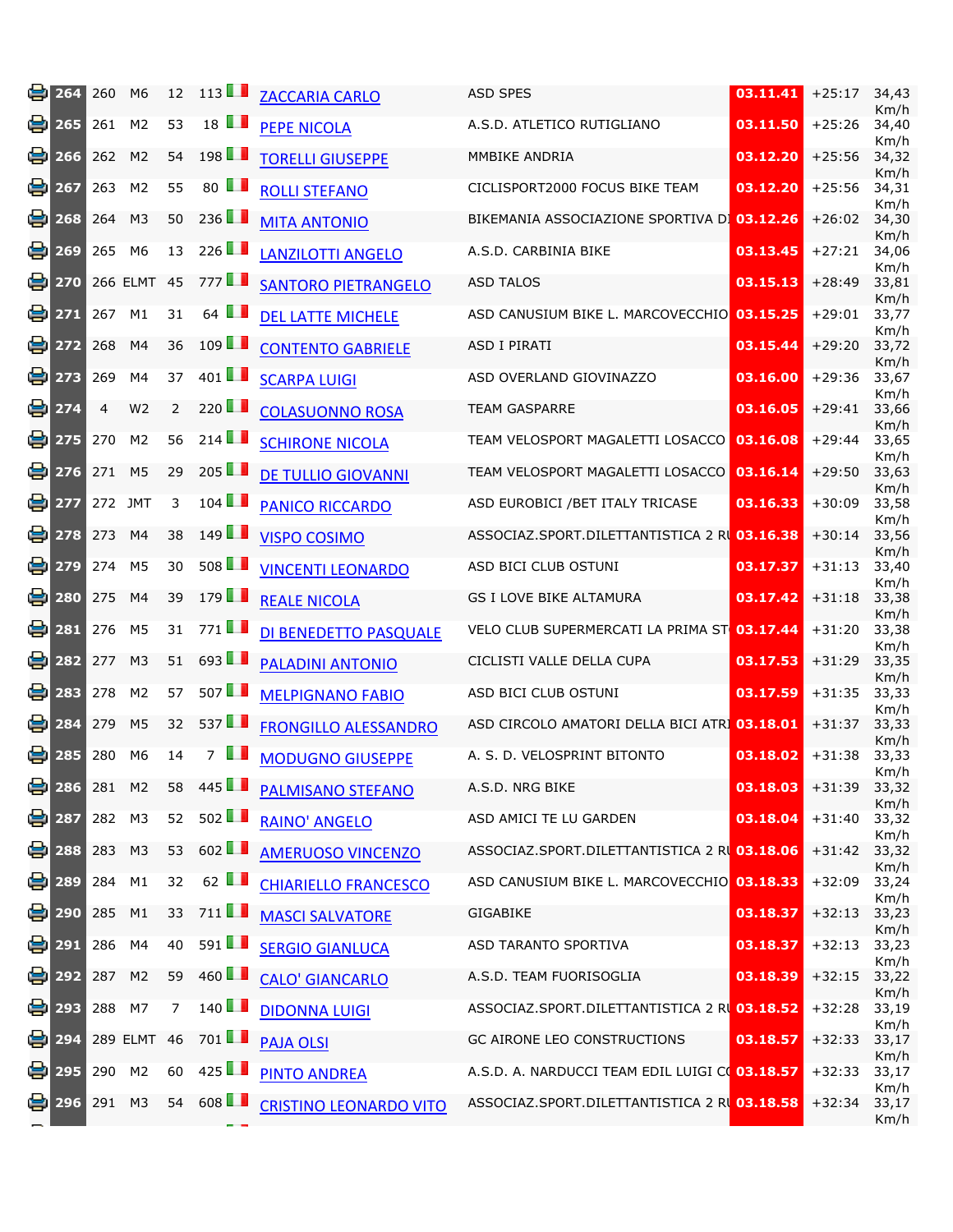| | | | | | | | | | | |
|---|---|---|---|---|---|---|---|---|---|---|
| 264 | 260 | M6 | 12 | 113 | | ZACCARIA CARLO | ASD SPES | 03.11.41 | +25:17 | 34,43 Km/h |
| 265 | 261 | M2 | 53 | 18 | | PEPE NICOLA | A.S.D. ATLETICO RUTIGLIANO | 03.11.50 | +25:26 | 34,40 Km/h |
| 266 | 262 | M2 | 54 | 198 | | TORELLI GIUSEPPE | MMBIKE ANDRIA | 03.12.20 | +25:56 | 34,32 Km/h |
| 267 | 263 | M2 | 55 | 80 | | ROLLI STEFANO | CICLISPORT2000 FOCUS BIKE TEAM | 03.12.20 | +25:56 | 34,31 Km/h |
| 268 | 264 | M3 | 50 | 236 | | MITA ANTONIO | BIKEMANIA ASSOCIAZIONE SPORTIVA DI | 03.12.26 | +26:02 | 34,30 Km/h |
| 269 | 265 | M6 | 13 | 226 | | LANZILOTTI ANGELO | A.S.D. CARBINIA BIKE | 03.13.45 | +27:21 | 34,06 Km/h |
| 270 | 266 | ELMT | 45 | 777 | | SANTORO PIETRANGELO | ASD TALOS | 03.15.13 | +28:49 | 33,81 Km/h |
| 271 | 267 | M1 | 31 | 64 | | DEL LATTE MICHELE | ASD CANUSIUM BIKE L. MARCOVECCHIO | 03.15.25 | +29:01 | 33,77 Km/h |
| 272 | 268 | M4 | 36 | 109 | | CONTENTO GABRIELE | ASD I PIRATI | 03.15.44 | +29:20 | 33,72 Km/h |
| 273 | 269 | M4 | 37 | 401 | | SCARPA LUIGI | ASD OVERLAND GIOVINAZZO | 03.16.00 | +29:36 | 33,67 Km/h |
| 274 | 4 | W2 | 2 | 220 | | COLASUONNO ROSA | TEAM GASPARRE | 03.16.05 | +29:41 | 33,66 Km/h |
| 275 | 270 | M2 | 56 | 214 | | SCHIRONE NICOLA | TEAM VELOSPORT MAGALETTI LOSACCO | 03.16.08 | +29:44 | 33,65 Km/h |
| 276 | 271 | M5 | 29 | 205 | | DE TULLIO GIOVANNI | TEAM VELOSPORT MAGALETTI LOSACCO | 03.16.14 | +29:50 | 33,63 Km/h |
| 277 | 272 | JMT | 3 | 104 | | PANICO RICCARDO | ASD EUROBICI /BET ITALY TRICASE | 03.16.33 | +30:09 | 33,58 Km/h |
| 278 | 273 | M4 | 38 | 149 | | VISPO COSIMO | ASSOCIAZ.SPORT.DILETTANTISTICA 2 RU | 03.16.38 | +30:14 | 33,56 Km/h |
| 279 | 274 | M5 | 30 | 508 | | VINCENTI LEONARDO | ASD BICI CLUB OSTUNI | 03.17.37 | +31:13 | 33,40 Km/h |
| 280 | 275 | M4 | 39 | 179 | | REALE NICOLA | GS I LOVE BIKE ALTAMURA | 03.17.42 | +31:18 | 33,38 Km/h |
| 281 | 276 | M5 | 31 | 771 | | DI BENEDETTO PASQUALE | VELO CLUB SUPERMERCATI LA PRIMA ST | 03.17.44 | +31:20 | 33,38 Km/h |
| 282 | 277 | M3 | 51 | 693 | | PALADINI ANTONIO | CICLISTI VALLE DELLA CUPA | 03.17.53 | +31:29 | 33,35 Km/h |
| 283 | 278 | M2 | 57 | 507 | | MELPIGNANO FABIO | ASD BICI CLUB OSTUNI | 03.17.59 | +31:35 | 33,33 Km/h |
| 284 | 279 | M5 | 32 | 537 | | FRONGILLO ALESSANDRO | ASD CIRCOLO AMATORI DELLA BICI ATRI | 03.18.01 | +31:37 | 33,33 Km/h |
| 285 | 280 | M6 | 14 | 7 | | MODUGNO GIUSEPPE | A. S. D. VELOSPRINT BITONTO | 03.18.02 | +31:38 | 33,33 Km/h |
| 286 | 281 | M2 | 58 | 445 | | PALMISANO STEFANO | A.S.D. NRG BIKE | 03.18.03 | +31:39 | 33,32 Km/h |
| 287 | 282 | M3 | 52 | 502 | | RAINO' ANGELO | ASD AMICI TE LU GARDEN | 03.18.04 | +31:40 | 33,32 Km/h |
| 288 | 283 | M3 | 53 | 602 | | AMERUOSO VINCENZO | ASSOCIAZ.SPORT.DILETTANTISTICA 2 RU | 03.18.06 | +31:42 | 33,32 Km/h |
| 289 | 284 | M1 | 32 | 62 | | CHIARIELLO FRANCESCO | ASD CANUSIUM BIKE L. MARCOVECCHIO | 03.18.33 | +32:09 | 33,24 Km/h |
| 290 | 285 | M1 | 33 | 711 | | MASCI SALVATORE | GIGABIKE | 03.18.37 | +32:13 | 33,23 Km/h |
| 291 | 286 | M4 | 40 | 591 | | SERGIO GIANLUCA | ASD TARANTO SPORTIVA | 03.18.37 | +32:13 | 33,23 Km/h |
| 292 | 287 | M2 | 59 | 460 | | CALO' GIANCARLO | A.S.D. TEAM FUORISOGLIA | 03.18.39 | +32:15 | 33,22 Km/h |
| 293 | 288 | M7 | 7 | 140 | | DIDONNA LUIGI | ASSOCIAZ.SPORT.DILETTANTISTICA 2 RU | 03.18.52 | +32:28 | 33,19 Km/h |
| 294 | 289 | ELMT | 46 | 701 | | PAJA OLSI | GC AIRONE LEO CONSTRUCTIONS | 03.18.57 | +32:33 | 33,17 Km/h |
| 295 | 290 | M2 | 60 | 425 | | PINTO ANDREA | A.S.D. A. NARDUCCI TEAM EDIL LUIGI CO | 03.18.57 | +32:33 | 33,17 Km/h |
| 296 | 291 | M3 | 54 | 608 | | CRISTINO LEONARDO VITO | ASSOCIAZ.SPORT.DILETTANTISTICA 2 RU | 03.18.58 | +32:34 | 33,17 Km/h |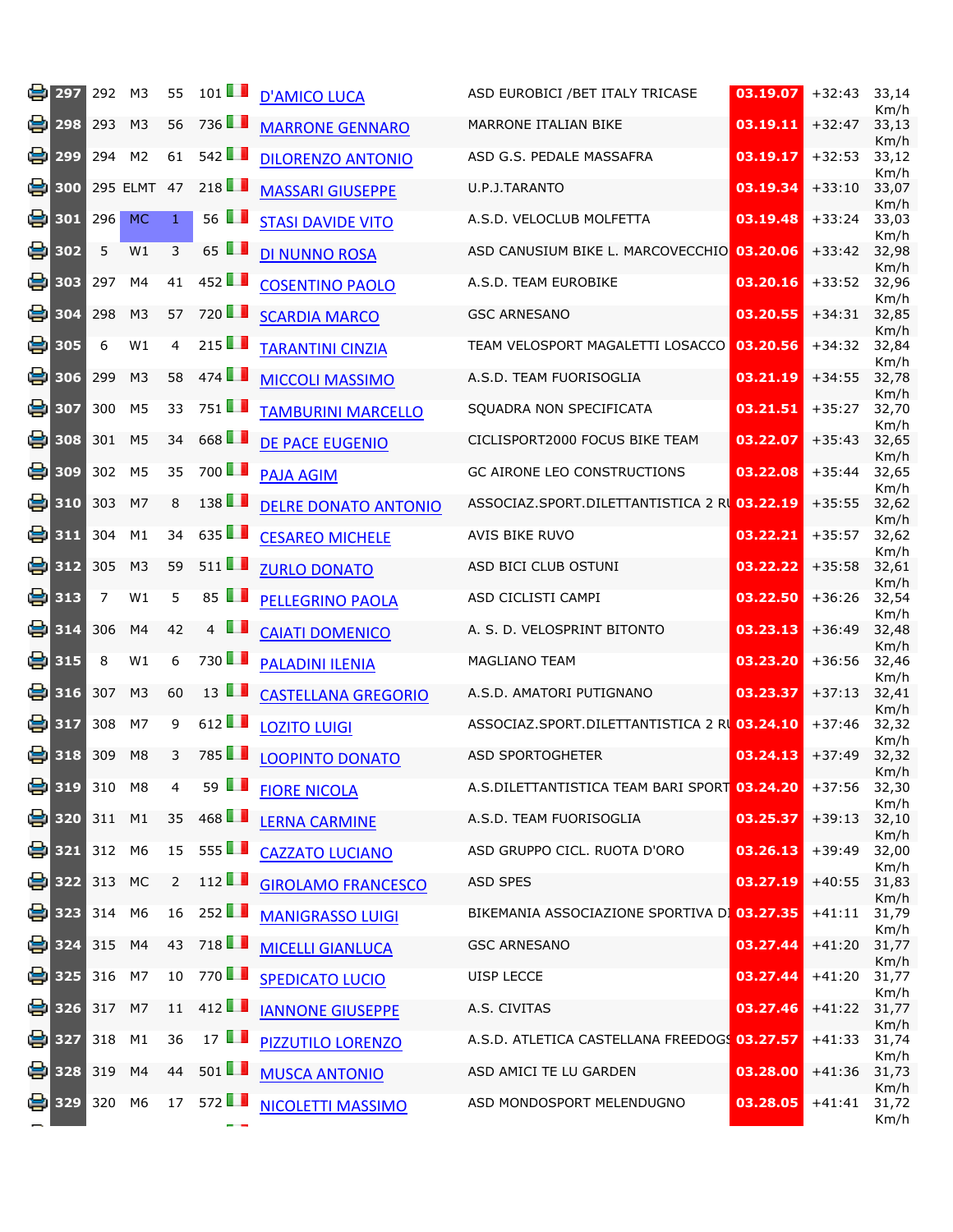| | | | | | | | | | |
|---|---|---|---|---|---|---|---|---|---|
| 297 | 292 | M3 | 55 | 101 | D'AMICO LUCA | ASD EUROBICI /BET ITALY TRICASE | 03.19.07 | +32:43 | 33,14 Km/h |
| 298 | 293 | M3 | 56 | 736 | MARRONE GENNARO | MARRONE ITALIAN BIKE | 03.19.11 | +32:47 | 33,13 Km/h |
| 299 | 294 | M2 | 61 | 542 | DILORENZO ANTONIO | ASD G.S. PEDALE MASSAFRA | 03.19.17 | +32:53 | 33,12 Km/h |
| 300 | 295 | ELMT | 47 | 218 | MASSARI GIUSEPPE | U.P.J.TARANTO | 03.19.34 | +33:10 | 33,07 Km/h |
| 301 | 296 | MC | 1 | 56 | STASI DAVIDE VITO | A.S.D. VELOCLUB MOLFETTA | 03.19.48 | +33:24 | 33,03 Km/h |
| 302 | 5 | W1 | 3 | 65 | DI NUNNO ROSA | ASD CANUSIUM BIKE L. MARCOVECCHIO | 03.20.06 | +33:42 | 32,98 Km/h |
| 303 | 297 | M4 | 41 | 452 | COSENTINO PAOLO | A.S.D. TEAM EUROBIKE | 03.20.16 | +33:52 | 32,96 Km/h |
| 304 | 298 | M3 | 57 | 720 | SCARDIA MARCO | GSC ARNESANO | 03.20.55 | +34:31 | 32,85 Km/h |
| 305 | 6 | W1 | 4 | 215 | TARANTINI CINZIA | TEAM VELOSPORT MAGALETTI LOSACCO | 03.20.56 | +34:32 | 32,84 Km/h |
| 306 | 299 | M3 | 58 | 474 | MICCOLI MASSIMO | A.S.D. TEAM FUORISOGLIA | 03.21.19 | +34:55 | 32,78 Km/h |
| 307 | 300 | M5 | 33 | 751 | TAMBURINI MARCELLO | SQUADRA NON SPECIFICATA | 03.21.51 | +35:27 | 32,70 Km/h |
| 308 | 301 | M5 | 34 | 668 | DE PACE EUGENIO | CICLISPORT2000 FOCUS BIKE TEAM | 03.22.07 | +35:43 | 32,65 Km/h |
| 309 | 302 | M5 | 35 | 700 | PAJA AGIM | GC AIRONE LEO CONSTRUCTIONS | 03.22.08 | +35:44 | 32,65 Km/h |
| 310 | 303 | M7 | 8 | 138 | DELRE DONATO ANTONIO | ASSOCIAZ.SPORT.DILETTANTISTICA 2 RU | 03.22.19 | +35:55 | 32,62 Km/h |
| 311 | 304 | M1 | 34 | 635 | CESAREO MICHELE | AVIS BIKE RUVO | 03.22.21 | +35:57 | 32,62 Km/h |
| 312 | 305 | M3 | 59 | 511 | ZURLO DONATO | ASD BICI CLUB OSTUNI | 03.22.22 | +35:58 | 32,61 Km/h |
| 313 | 7 | W1 | 5 | 85 | PELLEGRINO PAOLA | ASD CICLISTI CAMPI | 03.22.50 | +36:26 | 32,54 Km/h |
| 314 | 306 | M4 | 42 | 4 | CAIATI DOMENICO | A. S. D. VELOSPRINT BITONTO | 03.23.13 | +36:49 | 32,48 Km/h |
| 315 | 8 | W1 | 6 | 730 | PALADINI ILENIA | MAGLIANO TEAM | 03.23.20 | +36:56 | 32,46 Km/h |
| 316 | 307 | M3 | 60 | 13 | CASTELLANA GREGORIO | A.S.D. AMATORI PUTIGNANO | 03.23.37 | +37:13 | 32,41 Km/h |
| 317 | 308 | M7 | 9 | 612 | LOZITO LUIGI | ASSOCIAZ.SPORT.DILETTANTISTICA 2 RU | 03.24.10 | +37:46 | 32,32 Km/h |
| 318 | 309 | M8 | 3 | 785 | LOOPINTO DONATO | ASD SPORTOGHETER | 03.24.13 | +37:49 | 32,32 Km/h |
| 319 | 310 | M8 | 4 | 59 | FIORE NICOLA | A.S.DILETTANTISTICA TEAM BARI SPORT | 03.24.20 | +37:56 | 32,30 Km/h |
| 320 | 311 | M1 | 35 | 468 | LERNA CARMINE | A.S.D. TEAM FUORISOGLIA | 03.25.37 | +39:13 | 32,10 Km/h |
| 321 | 312 | M6 | 15 | 555 | CAZZATO LUCIANO | ASD GRUPPO CICL. RUOTA D'ORO | 03.26.13 | +39:49 | 32,00 Km/h |
| 322 | 313 | MC | 2 | 112 | GIROLAMO FRANCESCO | ASD SPES | 03.27.19 | +40:55 | 31,83 Km/h |
| 323 | 314 | M6 | 16 | 252 | MANIGRASSO LUIGI | BIKEMANIA ASSOCIAZIONE SPORTIVA DI | 03.27.35 | +41:11 | 31,79 Km/h |
| 324 | 315 | M4 | 43 | 718 | MICELLI GIANLUCA | GSC ARNESANO | 03.27.44 | +41:20 | 31,77 Km/h |
| 325 | 316 | M7 | 10 | 770 | SPEDICATO LUCIO | UISP LECCE | 03.27.44 | +41:20 | 31,77 Km/h |
| 326 | 317 | M7 | 11 | 412 | IANNONE GIUSEPPE | A.S. CIVITAS | 03.27.46 | +41:22 | 31,77 Km/h |
| 327 | 318 | M1 | 36 | 17 | PIZZUTILO LORENZO | A.S.D. ATLETICA CASTELLANA FREEDOGS | 03.27.57 | +41:33 | 31,74 Km/h |
| 328 | 319 | M4 | 44 | 501 | MUSCA ANTONIO | ASD AMICI TE LU GARDEN | 03.28.00 | +41:36 | 31,73 Km/h |
| 329 | 320 | M6 | 17 | 572 | NICOLETTI MASSIMO | ASD MONDOSPORT MELENDUGNO | 03.28.05 | +41:41 | 31,72 Km/h |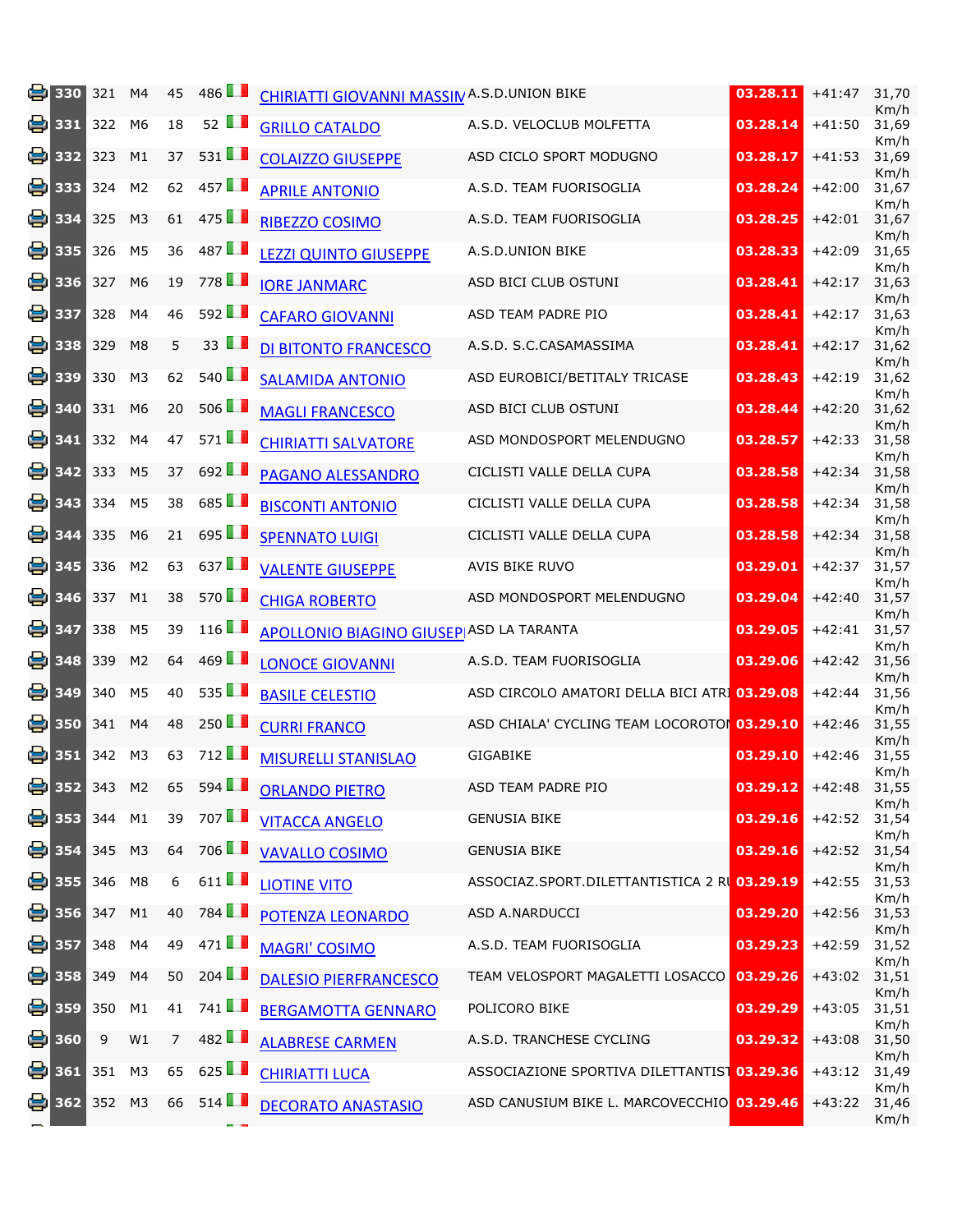| | | | | | | | | | | |
|---|---|---|---|---|---|---|---|---|---|---|
| 330 | 321 | M4 | 45 | 486 | | CHIRIATTI GIOVANNI MASSIN | A.S.D.UNION BIKE | 03.28.11 | +41:47 | 31,70 Km/h |
| 331 | 322 | M6 | 18 | 52 | | GRILLO CATALDO | A.S.D. VELOCLUB MOLFETTA | 03.28.14 | +41:50 | 31,69 Km/h |
| 332 | 323 | M1 | 37 | 531 | | COLAIZZO GIUSEPPE | ASD CICLO SPORT MODUGNO | 03.28.17 | +41:53 | 31,69 Km/h |
| 333 | 324 | M2 | 62 | 457 | | APRILE ANTONIO | A.S.D. TEAM FUORISOGLIA | 03.28.24 | +42:00 | 31,67 Km/h |
| 334 | 325 | M3 | 61 | 475 | | RIBEZZO COSIMO | A.S.D. TEAM FUORISOGLIA | 03.28.25 | +42:01 | 31,67 Km/h |
| 335 | 326 | M5 | 36 | 487 | | LEZZI QUINTO GIUSEPPE | A.S.D.UNION BIKE | 03.28.33 | +42:09 | 31,65 Km/h |
| 336 | 327 | M6 | 19 | 778 | | IORE JANMARC | ASD BICI CLUB OSTUNI | 03.28.41 | +42:17 | 31,63 Km/h |
| 337 | 328 | M4 | 46 | 592 | | CAFARO GIOVANNI | ASD TEAM PADRE PIO | 03.28.41 | +42:17 | 31,63 Km/h |
| 338 | 329 | M8 | 5 | 33 | | DI BITONTO FRANCESCO | A.S.D. S.C.CASAMASSIMA | 03.28.41 | +42:17 | 31,62 Km/h |
| 339 | 330 | M3 | 62 | 540 | | SALAMIDA ANTONIO | ASD EUROBICI/BETITALY TRICASE | 03.28.43 | +42:19 | 31,62 Km/h |
| 340 | 331 | M6 | 20 | 506 | | MAGLI FRANCESCO | ASD BICI CLUB OSTUNI | 03.28.44 | +42:20 | 31,62 Km/h |
| 341 | 332 | M4 | 47 | 571 | | CHIRIATTI SALVATORE | ASD MONDOSPORT MELENDUGNO | 03.28.57 | +42:33 | 31,58 Km/h |
| 342 | 333 | M5 | 37 | 692 | | PAGANO ALESSANDRO | CICLISTI VALLE DELLA CUPA | 03.28.58 | +42:34 | 31,58 Km/h |
| 343 | 334 | M5 | 38 | 685 | | BISCONTI ANTONIO | CICLISTI VALLE DELLA CUPA | 03.28.58 | +42:34 | 31,58 Km/h |
| 344 | 335 | M6 | 21 | 695 | | SPENNATO LUIGI | CICLISTI VALLE DELLA CUPA | 03.28.58 | +42:34 | 31,58 Km/h |
| 345 | 336 | M2 | 63 | 637 | | VALENTE GIUSEPPE | AVIS BIKE RUVO | 03.29.01 | +42:37 | 31,57 Km/h |
| 346 | 337 | M1 | 38 | 570 | | CHIGA ROBERTO | ASD MONDOSPORT MELENDUGNO | 03.29.04 | +42:40 | 31,57 Km/h |
| 347 | 338 | M5 | 39 | 116 | | APOLLONIO BIAGINO GIUSEP | ASD LA TARANTA | 03.29.05 | +42:41 | 31,57 Km/h |
| 348 | 339 | M2 | 64 | 469 | | LONOCE GIOVANNI | A.S.D. TEAM FUORISOGLIA | 03.29.06 | +42:42 | 31,56 Km/h |
| 349 | 340 | M5 | 40 | 535 | | BASILE CELESTIO | ASD CIRCOLO AMATORI DELLA BICI ATRI | 03.29.08 | +42:44 | 31,56 Km/h |
| 350 | 341 | M4 | 48 | 250 | | CURRI FRANCO | ASD CHIALA' CYCLING TEAM LOCOROTON | 03.29.10 | +42:46 | 31,55 Km/h |
| 351 | 342 | M3 | 63 | 712 | | MISURELLI STANISLAO | GIGABIKE | 03.29.10 | +42:46 | 31,55 Km/h |
| 352 | 343 | M2 | 65 | 594 | | ORLANDO PIETRO | ASD TEAM PADRE PIO | 03.29.12 | +42:48 | 31,55 Km/h |
| 353 | 344 | M1 | 39 | 707 | | VITACCA ANGELO | GENUSIA BIKE | 03.29.16 | +42:52 | 31,54 Km/h |
| 354 | 345 | M3 | 64 | 706 | | VAVALLO COSIMO | GENUSIA BIKE | 03.29.16 | +42:52 | 31,54 Km/h |
| 355 | 346 | M8 | 6 | 611 | | LIOTINE VITO | ASSOCIAZ.SPORT.DILETTANTISTICA 2 RU | 03.29.19 | +42:55 | 31,53 Km/h |
| 356 | 347 | M1 | 40 | 784 | | POTENZA LEONARDO | ASD A.NARDUCCI | 03.29.20 | +42:56 | 31,53 Km/h |
| 357 | 348 | M4 | 49 | 471 | | MAGRI' COSIMO | A.S.D. TEAM FUORISOGLIA | 03.29.23 | +42:59 | 31,52 Km/h |
| 358 | 349 | M4 | 50 | 204 | | DALESIO PIERFRANCESCO | TEAM VELOSPORT MAGALETTI LOSACCO | 03.29.26 | +43:02 | 31,51 Km/h |
| 359 | 350 | M1 | 41 | 741 | | BERGAMOTTA GENNARO | POLICORO BIKE | 03.29.29 | +43:05 | 31,51 Km/h |
| 360 | 9 | W1 | 7 | 482 | | ALABRESE CARMEN | A.S.D. TRANCHESE CYCLING | 03.29.32 | +43:08 | 31,50 Km/h |
| 361 | 351 | M3 | 65 | 625 | | CHIRIATTI LUCA | ASSOCIAZIONE SPORTIVA DILETTANTIST | 03.29.36 | +43:12 | 31,49 Km/h |
| 362 | 352 | M3 | 66 | 514 | | DECORATO ANASTASIO | ASD CANUSIUM BIKE L. MARCOVECCHIO | 03.29.46 | +43:22 | 31,46 Km/h |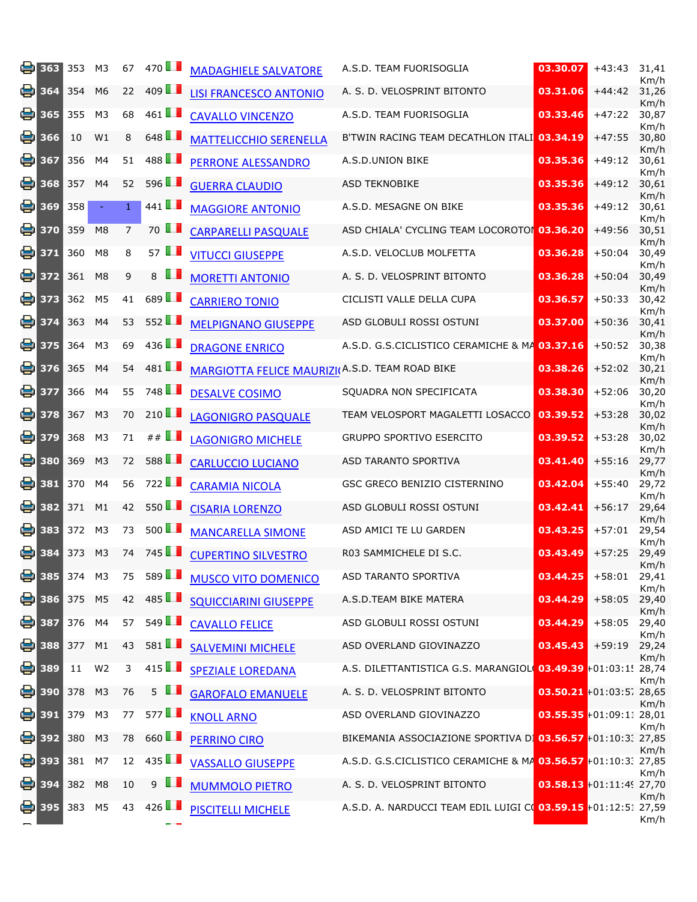|  | Pos | Pos Cat | Cat | Pos in Cat | Bib | Naz | Nome | Squadra | Tempo | Distacco | Media |
|---|---|---|---|---|---|---|---|---|---|---|---|
|  | 363 | 353 | M3 | 67 | 470 |  | MADAGHIELE SALVATORE | A.S.D. TEAM FUORISOGLIA | 03.30.07 | +43:43 | 31,41 Km/h |
|  | 364 | 354 | M6 | 22 | 409 |  | LISI FRANCESCO ANTONIO | A. S. D. VELOSPRINT BITONTO | 03.31.06 | +44:42 | 31,26 Km/h |
|  | 365 | 355 | M3 | 68 | 461 |  | CAVALLO VINCENZO | A.S.D. TEAM FUORISOGLIA | 03.33.46 | +47:22 | 30,87 Km/h |
|  | 366 | 10 | W1 | 8 | 648 |  | MATTELICCHIO SERENELLA | B'TWIN RACING TEAM DECATHLON ITALI | 03.34.19 | +47:55 | 30,80 Km/h |
|  | 367 | 356 | M4 | 51 | 488 |  | PERRONE ALESSANDRO | A.S.D.UNION BIKE | 03.35.36 | +49:12 | 30,61 Km/h |
|  | 368 | 357 | M4 | 52 | 596 |  | GUERRA CLAUDIO | ASD TEKNOBIKE | 03.35.36 | +49:12 | 30,61 Km/h |
|  | 369 | 358 | - | 1 | 441 |  | MAGGIORE ANTONIO | A.S.D. MESAGNE ON BIKE | 03.35.36 | +49:12 | 30,61 Km/h |
|  | 370 | 359 | M8 | 7 | 70 |  | CARPARELLI PASQUALE | ASD CHIALA' CYCLING TEAM LOCOROTON | 03.36.20 | +49:56 | 30,51 Km/h |
|  | 371 | 360 | M8 | 8 | 57 |  | VITUCCI GIUSEPPE | A.S.D. VELOCLUB MOLFETTA | 03.36.28 | +50:04 | 30,49 Km/h |
|  | 372 | 361 | M8 | 9 | 8 |  | MORETTI ANTONIO | A. S. D. VELOSPRINT BITONTO | 03.36.28 | +50:04 | 30,49 Km/h |
|  | 373 | 362 | M5 | 41 | 689 |  | CARRIERO TONIO | CICLISTI VALLE DELLA CUPA | 03.36.57 | +50:33 | 30,42 Km/h |
|  | 374 | 363 | M4 | 53 | 552 |  | MELPIGNANO GIUSEPPE | ASD GLOBULI ROSSI OSTUNI | 03.37.00 | +50:36 | 30,41 Km/h |
|  | 375 | 364 | M3 | 69 | 436 |  | DRAGONE ENRICO | A.S.D. G.S.CICLISTICO CERAMICHE & MA | 03.37.16 | +50:52 | 30,38 Km/h |
|  | 376 | 365 | M4 | 54 | 481 |  | MARGIOTTA FELICE MAURIZI( | A.S.D. TEAM ROAD BIKE | 03.38.26 | +52:02 | 30,21 Km/h |
|  | 377 | 366 | M4 | 55 | 748 |  | DESALVE COSIMO | SQUADRA NON SPECIFICATA | 03.38.30 | +52:06 | 30,20 Km/h |
|  | 378 | 367 | M3 | 70 | 210 |  | LAGONIGRO PASQUALE | TEAM VELOSPORT MAGALETTI LOSACCO | 03.39.52 | +53:28 | 30,02 Km/h |
|  | 379 | 368 | M3 | 71 | ## |  | LAGONIGRO MICHELE | GRUPPO SPORTIVO ESERCITO | 03.39.52 | +53:28 | 30,02 Km/h |
|  | 380 | 369 | M3 | 72 | 588 |  | CARLUCCIO LUCIANO | ASD TARANTO SPORTIVA | 03.41.40 | +55:16 | 29,77 Km/h |
|  | 381 | 370 | M4 | 56 | 722 |  | CARAMIA NICOLA | GSC GRECO BENIZIO CISTERNINO | 03.42.04 | +55:40 | 29,72 Km/h |
|  | 382 | 371 | M1 | 42 | 550 |  | CISARIA LORENZO | ASD GLOBULI ROSSI OSTUNI | 03.42.41 | +56:17 | 29,64 Km/h |
|  | 383 | 372 | M3 | 73 | 500 |  | MANCARELLA SIMONE | ASD AMICI TE LU GARDEN | 03.43.25 | +57:01 | 29,54 Km/h |
|  | 384 | 373 | M3 | 74 | 745 |  | CUPERTINO SILVESTRO | R03 SAMMICHELE DI S.C. | 03.43.49 | +57:25 | 29,49 Km/h |
|  | 385 | 374 | M3 | 75 | 589 |  | MUSCO VITO DOMENICO | ASD TARANTO SPORTIVA | 03.44.25 | +58:01 | 29,41 Km/h |
|  | 386 | 375 | M5 | 42 | 485 |  | SQUICCIARINI GIUSEPPE | A.S.D.TEAM BIKE MATERA | 03.44.29 | +58:05 | 29,40 Km/h |
|  | 387 | 376 | M4 | 57 | 549 |  | CAVALLO FELICE | ASD GLOBULI ROSSI OSTUNI | 03.44.29 | +58:05 | 29,40 Km/h |
|  | 388 | 377 | M1 | 43 | 581 |  | SALVEMINI MICHELE | ASD OVERLAND GIOVINAZZO | 03.45.43 | +59:19 | 29,24 Km/h |
|  | 389 | 11 | W2 | 3 | 415 |  | SPEZIALE LOREDANA | A.S. DILETTANTISTICA G.S. MARANGIOL( | 03.49.39 | +01:03:1! | 28,74 Km/h |
|  | 390 | 378 | M3 | 76 | 5 |  | GAROFALO EMANUELE | A. S. D. VELOSPRINT BITONTO | 03.50.21 | +01:03:5; | 28,65 Km/h |
|  | 391 | 379 | M3 | 77 | 577 |  | KNOLL ARNO | ASD OVERLAND GIOVINAZZO | 03.55.35 | +01:09:1: | 28,01 Km/h |
|  | 392 | 380 | M3 | 78 | 660 |  | PERRINO CIRO | BIKEMANIA ASSOCIAZIONE SPORTIVA DI | 03.56.57 | +01:10:3: | 27,85 Km/h |
|  | 393 | 381 | M7 | 12 | 435 |  | VASSALLO GIUSEPPE | A.S.D. G.S.CICLISTICO CERAMICHE & MA | 03.56.57 | +01:10:3: | 27,85 Km/h |
|  | 394 | 382 | M8 | 10 | 9 |  | MUMMOLO PIETRO | A. S. D. VELOSPRINT BITONTO | 03.58.13 | +01:11:4! | 27,70 Km/h |
|  | 395 | 383 | M5 | 43 | 426 |  | PISCITELLI MICHELE | A.S.D. A. NARDUCCI TEAM EDIL LUIGI C( | 03.59.15 | +01:12:5! | 27,59 Km/h |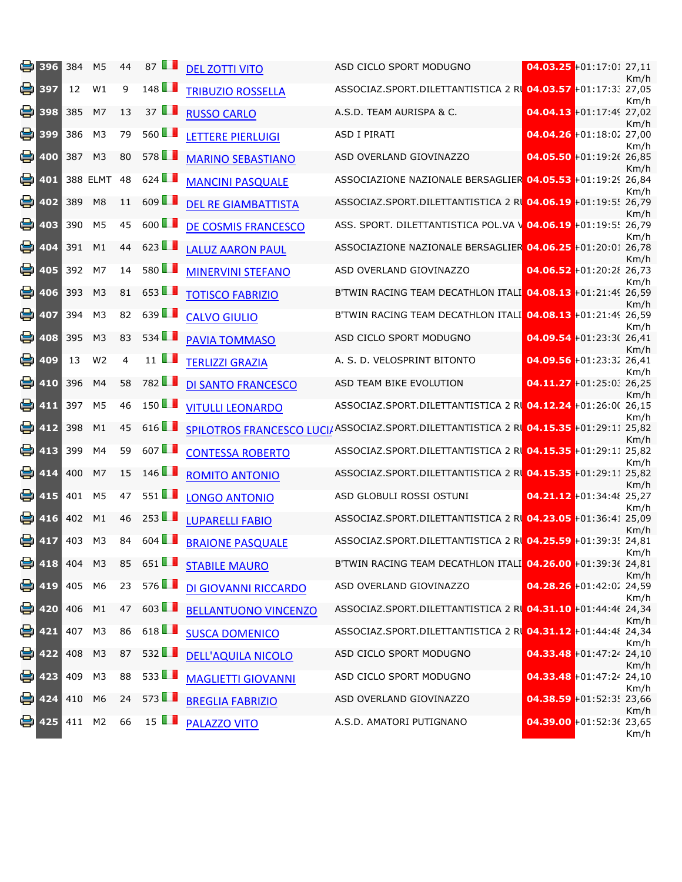| | | | | | | | | | | |
|---|---|---|---|---|---|---|---|---|---|---|
| 396 | 384 | M5 | 44 | 87 | | DEL ZOTTI VITO | ASD CICLO SPORT MODUGNO | 04.03.25 | +01:17:01 | 27,11 Km/h |
| 397 | 12 | W1 | 9 | 148 | | TRIBUZIO ROSSELLA | ASSOCIAZ.SPORT.DILETTANTISTICA 2 RU | 04.03.57 | +01:17:33 | 27,05 Km/h |
| 398 | 385 | M7 | 13 | 37 | | RUSSO CARLO | A.S.D. TEAM AURISPA & C. | 04.04.13 | +01:17:49 | 27,02 Km/h |
| 399 | 386 | M3 | 79 | 560 | | LETTERE PIERLUIGI | ASD I PIRATI | 04.04.26 | +01:18:02 | 27,00 Km/h |
| 400 | 387 | M3 | 80 | 578 | | MARINO SEBASTIANO | ASD OVERLAND GIOVINAZZO | 04.05.50 | +01:19:26 | 26,85 Km/h |
| 401 | 388 | ELMT | 48 | 624 | | MANCINI PASQUALE | ASSOCIAZIONE NAZIONALE BERSAGLIER | 04.05.53 | +01:19:29 | 26,84 Km/h |
| 402 | 389 | M8 | 11 | 609 | | DEL RE GIAMBATTISTA | ASSOCIAZ.SPORT.DILETTANTISTICA 2 RU | 04.06.19 | +01:19:55 | 26,79 Km/h |
| 403 | 390 | M5 | 45 | 600 | | DE COSMIS FRANCESCO | ASS. SPORT. DILETTANTISTICA POL.VA V | 04.06.19 | +01:19:55 | 26,79 Km/h |
| 404 | 391 | M1 | 44 | 623 | | LALUZ AARON PAUL | ASSOCIAZIONE NAZIONALE BERSAGLIER | 04.06.25 | +01:20:01 | 26,78 Km/h |
| 405 | 392 | M7 | 14 | 580 | | MINERVINI STEFANO | ASD OVERLAND GIOVINAZZO | 04.06.52 | +01:20:28 | 26,73 Km/h |
| 406 | 393 | M3 | 81 | 653 | | TOTISCO FABRIZIO | B'TWIN RACING TEAM DECATHLON ITALI | 04.08.13 | +01:21:49 | 26,59 Km/h |
| 407 | 394 | M3 | 82 | 639 | | CALVO GIULIO | B'TWIN RACING TEAM DECATHLON ITALI | 04.08.13 | +01:21:49 | 26,59 Km/h |
| 408 | 395 | M3 | 83 | 534 | | PAVIA TOMMASO | ASD CICLO SPORT MODUGNO | 04.09.54 | +01:23:30 | 26,41 Km/h |
| 409 | 13 | W2 | 4 | 11 | | TERLIZZI GRAZIA | A. S. D. VELOSPRINT BITONTO | 04.09.56 | +01:23:32 | 26,41 Km/h |
| 410 | 396 | M4 | 58 | 782 | | DI SANTO FRANCESCO | ASD TEAM BIKE EVOLUTION | 04.11.27 | +01:25:03 | 26,25 Km/h |
| 411 | 397 | M5 | 46 | 150 | | VITULLI LEONARDO | ASSOCIAZ.SPORT.DILETTANTISTICA 2 RU | 04.12.24 | +01:26:00 | 26,15 Km/h |
| 412 | 398 | M1 | 45 | 616 | | SPILOTROS FRANCESCO LUCIA | ASSOCIAZ.SPORT.DILETTANTISTICA 2 RU | 04.15.35 | +01:29:11 | 25,82 Km/h |
| 413 | 399 | M4 | 59 | 607 | | CONTESSA ROBERTO | ASSOCIAZ.SPORT.DILETTANTISTICA 2 RU | 04.15.35 | +01:29:11 | 25,82 Km/h |
| 414 | 400 | M7 | 15 | 146 | | ROMITO ANTONIO | ASSOCIAZ.SPORT.DILETTANTISTICA 2 RU | 04.15.35 | +01:29:11 | 25,82 Km/h |
| 415 | 401 | M5 | 47 | 551 | | LONGO ANTONIO | ASD GLOBULI ROSSI OSTUNI | 04.21.12 | +01:34:48 | 25,27 Km/h |
| 416 | 402 | M1 | 46 | 253 | | LUPARELLI FABIO | ASSOCIAZ.SPORT.DILETTANTISTICA 2 RU | 04.23.05 | +01:36:41 | 25,09 Km/h |
| 417 | 403 | M3 | 84 | 604 | | BRAIONE PASQUALE | ASSOCIAZ.SPORT.DILETTANTISTICA 2 RU | 04.25.59 | +01:39:35 | 24,81 Km/h |
| 418 | 404 | M3 | 85 | 651 | | STABILE MAURO | B'TWIN RACING TEAM DECATHLON ITALI | 04.26.00 | +01:39:36 | 24,81 Km/h |
| 419 | 405 | M6 | 23 | 576 | | DI GIOVANNI RICCARDO | ASD OVERLAND GIOVINAZZO | 04.28.26 | +01:42:02 | 24,59 Km/h |
| 420 | 406 | M1 | 47 | 603 | | BELLANTUONO VINCENZO | ASSOCIAZ.SPORT.DILETTANTISTICA 2 RU | 04.31.10 | +01:44:46 | 24,34 Km/h |
| 421 | 407 | M3 | 86 | 618 | | SUSCA DOMENICO | ASSOCIAZ.SPORT.DILETTANTISTICA 2 RU | 04.31.12 | +01:44:48 | 24,34 Km/h |
| 422 | 408 | M3 | 87 | 532 | | DELL'AQUILA NICOLO | ASD CICLO SPORT MODUGNO | 04.33.48 | +01:47:24 | 24,10 Km/h |
| 423 | 409 | M3 | 88 | 533 | | MAGLIETTI GIOVANNI | ASD CICLO SPORT MODUGNO | 04.33.48 | +01:47:24 | 24,10 Km/h |
| 424 | 410 | M6 | 24 | 573 | | BREGLIA FABRIZIO | ASD OVERLAND GIOVINAZZO | 04.38.59 | +01:52:35 | 23,66 Km/h |
| 425 | 411 | M2 | 66 | 15 | | PALAZZO VITO | A.S.D. AMATORI PUTIGNANO | 04.39.00 | +01:52:36 | 23,65 Km/h |